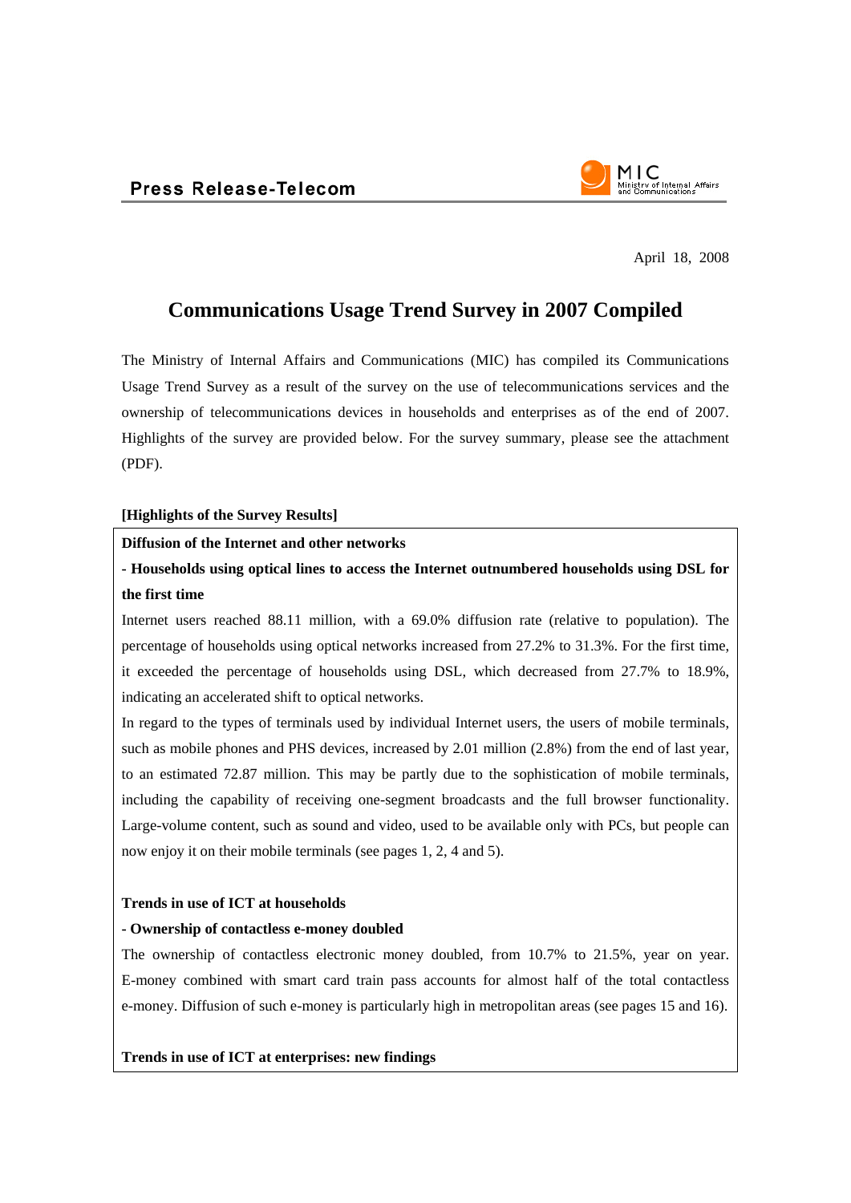**Press Release-Telecom**

April 18, 2008

# Communications Usage Trend Survey in 2007 Compiled

The Ministry of Internal Affairs and Communications (MIC) has compiled its Communications Usage Trend Survey as a result of the survey on the use of telecommunications services and the ownership of telecommunications devices in households and enterprises as of the end of 2007. Highlights of the survey are provided below. For the survey summary, please see the attachment (PDF).

**[Highlights of the Survey Results]**

**Diffusion of the Internet and other networks**

**- Households using optical lines to access the Internet outnumbered households using DSL for the first time**

Internet users reached 88.11 million, with a 69.0% diffusion rate (relative to population). The percentage of households using optical networks increased from 27.2% to 31.3%. For the first time, it exceeded the percentage of households using DSL, which decreased from 27.7% to 18.9%, indicating an accelerated shift to optical networks.

In regard to the types of terminals used by individual Internet users, the users of mobile terminals, such as mobile phones and PHS devices, increased by 2.01 million (2.8%) from the end of last year, to an estimated 72.87 million. This may be partly due to the sophistication of mobile terminals, including the capability of receiving one-segment broadcasts and the full browser functionality. Large-volume content, such as sound and video, used to be available only with PCs, but people can now enjoy it on their mobile terminals (see pages 1, 2, 4 and 5).

**Trends in use of ICT at households**

**- Ownership of contactless e-money doubled**

The ownership of contactless electronic money doubled, from 10.7% to 21.5%, year on year. E-money combined with smart card train pass accounts for almost half of the total contactless e-money. Diffusion of such e-money is particularly high in metropolitan areas (see pages 15 and 16).

**Trends in use of ICT at enterprises: new findings**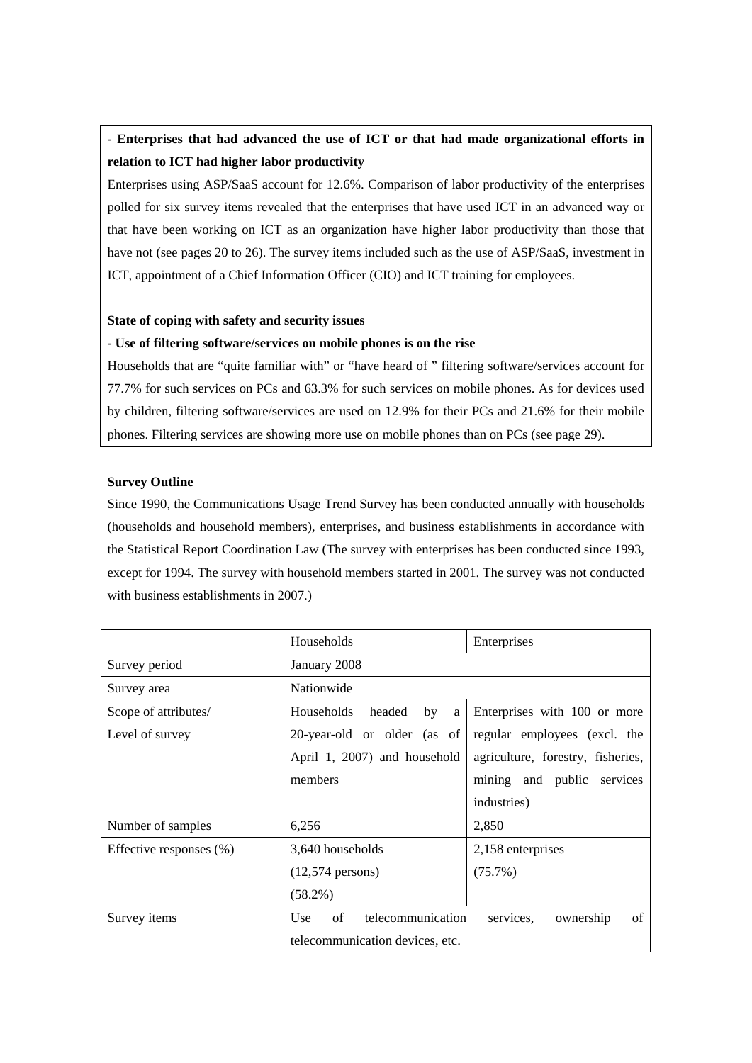**- Enterprises that had advanced the use of ICT or that had made organizational efforts in relation to ICT had higher labor productivity**

Enterprises using ASP/SaaS account for 12.6%. Comparison of labor productivity of the enterprises polled for six survey items revealed that the enterprises that have used ICT in an advanced way or that have been working on ICT as an organization have higher labor productivity than those that have not (see pages 20 to 26). The survey items included such as the use of ASP/SaaS, investment in ICT, appointment of a Chief Information Officer (CIO) and ICT training for employees.

**State of coping with safety and security issues**

**- Use of filtering software/services on mobile phones is on the rise**

Households that are "quite familiar with" or "have heard of " filtering software/services account for 77.7% for such services on PCs and 63.3% for such services on mobile phones. As for devices used by children, filtering software/services are used on 12.9% for their PCs and 21.6% for their mobile phones. Filtering services are showing more use on mobile phones than on PCs (see page 29).

**Survey Outline**

Since 1990, the Communications Usage Trend Survey has been conducted annually with households (households and household members), enterprises, and business establishments in accordance with the Statistical Report Coordination Law (The survey with enterprises has been conducted since 1993, except for 1994. The survey with household members started in 2001. The survey was not conducted with business establishments in 2007.)

| | Households | Enterprises |
|---|---|---|
| Survey period | January 2008 | |
| Survey area | Nationwide | |
| Scope of attributes/ Level of survey | Households headed by a 20-year-old or older (as of April 1, 2007) and household members | Enterprises with 100 or more regular employees (excl. the agriculture, forestry, fisheries, mining and public services industries) |
| Number of samples | 6,256 | 2,850 |
| Effective responses (%) | 3,640 households (12,574 persons) (58.2%) | 2,158 enterprises (75.7%) |
| Survey items | Use of telecommunication services, ownership of telecommunication devices, etc. | |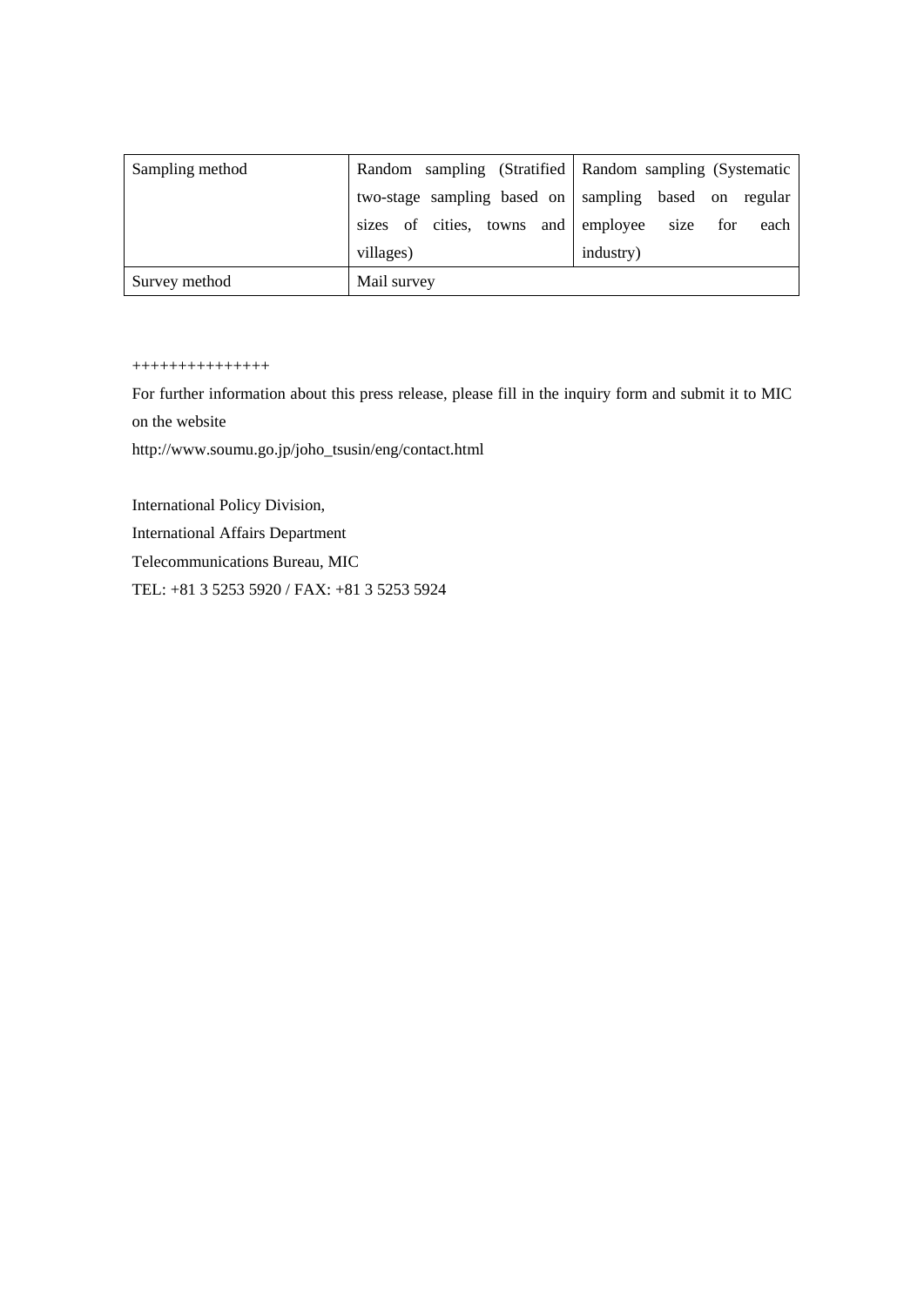| Sampling method | Random sampling (Stratified two-stage sampling based on sizes of cities, towns and villages) | Random sampling (Systematic sampling based on regular employee size for each industry) |
|---|---|---|
| Survey method | Mail survey | |

+++++++++++++++

For further information about this press release, please fill in the inquiry form and submit it to MIC on the website

http://www.soumu.go.jp/joho_tsusin/eng/contact.html

International Policy Division,
International Affairs Department
Telecommunications Bureau, MIC
TEL: +81 3 5253 5920 / FAX: +81 3 5253 5924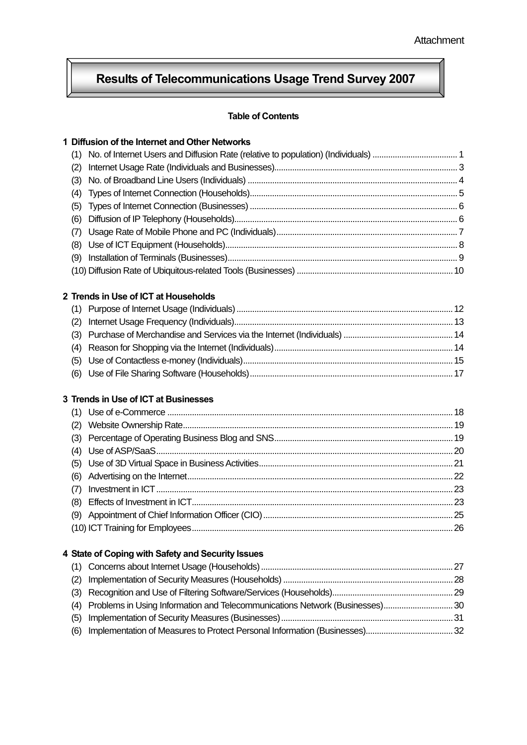Attachment

# Results of Telecommunications Usage Trend Survey 2007

**Table of Contents**

**1 Diffusion of the Internet and Other Networks**

(1) No. of Internet Users and Diffusion Rate (relative to population) (Individuals) ..... 1
(2) Internet Usage Rate (Individuals and Businesses)..... 3
(3) No. of Broadband Line Users (Individuals) ..... 4
(4) Types of Internet Connection (Households)..... 5
(5) Types of Internet Connection (Businesses) ..... 6
(6) Diffusion of IP Telephony (Households)..... 6
(7) Usage Rate of Mobile Phone and PC (Individuals)..... 7
(8) Use of ICT Equipment (Households)..... 8
(9) Installation of Terminals (Businesses)..... 9
(10) Diffusion Rate of Ubiquitous-related Tools (Businesses) ..... 10

**2 Trends in Use of ICT at Households**

(1) Purpose of Internet Usage (Individuals) ..... 12
(2) Internet Usage Frequency (Individuals)..... 13
(3) Purchase of Merchandise and Services via the Internet (Individuals) ..... 14
(4) Reason for Shopping via the Internet (Individuals)..... 14
(5) Use of Contactless e-money (Individuals)..... 15
(6) Use of File Sharing Software (Households)..... 17

**3 Trends in Use of ICT at Businesses**

(1) Use of e-Commerce ..... 18
(2) Website Ownership Rate..... 19
(3) Percentage of Operating Business Blog and SNS..... 19
(4) Use of ASP/SaaS..... 20
(5) Use of 3D Virtual Space in Business Activities..... 21
(6) Advertising on the Internet..... 22
(7) Investment in ICT ..... 23
(8) Effects of Investment in ICT..... 23
(9) Appointment of Chief Information Officer (CIO) ..... 25
(10) ICT Training for Employees..... 26

**4 State of Coping with Safety and Security Issues**

(1) Concerns about Internet Usage (Households) ..... 27
(2) Implementation of Security Measures (Households) ..... 28
(3) Recognition and Use of Filtering Software/Services (Households)..... 29
(4) Problems in Using Information and Telecommunications Network (Businesses)..... 30
(5) Implementation of Security Measures (Businesses) ..... 31
(6) Implementation of Measures to Protect Personal Information (Businesses)..... 32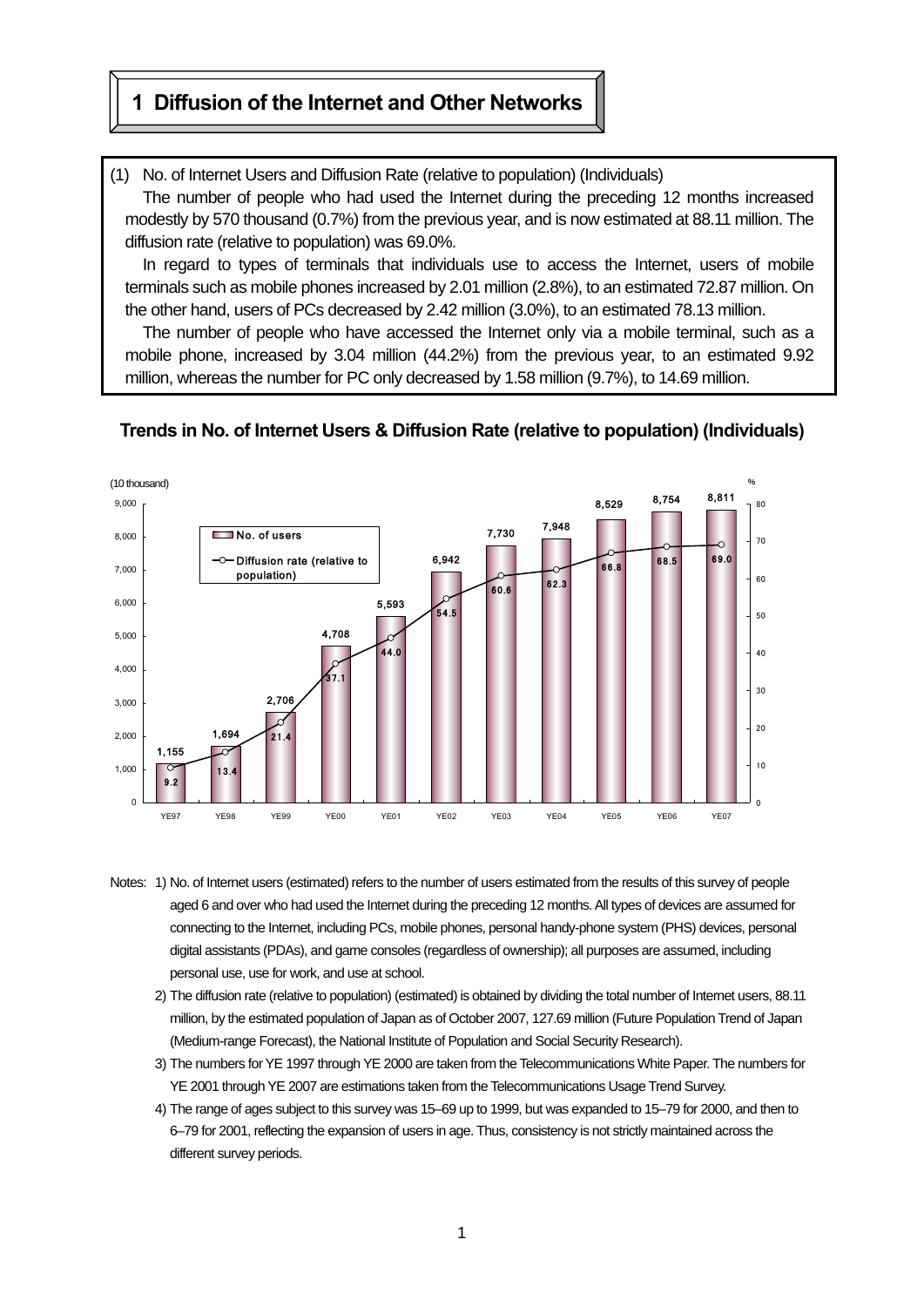# 1 Diffusion of the Internet and Other Networks

(1) No. of Internet Users and Diffusion Rate (relative to population) (Individuals)

The number of people who had used the Internet during the preceding 12 months increased modestly by 570 thousand (0.7%) from the previous year, and is now estimated at 88.11 million. The diffusion rate (relative to population) was 69.0%.

In regard to types of terminals that individuals use to access the Internet, users of mobile terminals such as mobile phones increased by 2.01 million (2.8%), to an estimated 72.87 million. On the other hand, users of PCs decreased by 2.42 million (3.0%), to an estimated 78.13 million.

The number of people who have accessed the Internet only via a mobile terminal, such as a mobile phone, increased by 3.04 million (44.2%) from the previous year, to an estimated 9.92 million, whereas the number for PC only decreased by 1.58 million (9.7%), to 14.69 million.

**Trends in No. of Internet Users & Diffusion Rate (relative to population) (Individuals)**

| | YE97 | YE98 | YE99 | YE00 | YE01 | YE02 | YE03 | YE04 | YE05 | YE06 | YE07 |
|---|---|---|---|---|---|---|---|---|---|---|---|
| No. of users (10 thousand) | 1,155 | 1,694 | 2,706 | 4,708 | 5,593 | 6,942 | 7,730 | 7,948 | 8,529 | 8,754 | 8,811 |
| Diffusion rate (relative to population) (%) | 9.2 | 13.4 | 21.4 | 37.1 | 44.0 | 54.5 | 60.6 | 62.3 | 66.8 | 68.5 | 69.0 |

Notes: 1) No. of Internet users (estimated) refers to the number of users estimated from the results of this survey of people aged 6 and over who had used the Internet during the preceding 12 months. All types of devices are assumed for connecting to the Internet, including PCs, mobile phones, personal handy-phone system (PHS) devices, personal digital assistants (PDAs), and game consoles (regardless of ownership); all purposes are assumed, including personal use, use for work, and use at school.

2) The diffusion rate (relative to population) (estimated) is obtained by dividing the total number of Internet users, 88.11 million, by the estimated population of Japan as of October 2007, 127.69 million (Future Population Trend of Japan (Medium-range Forecast), the National Institute of Population and Social Security Research).

3) The numbers for YE 1997 through YE 2000 are taken from the Telecommunications White Paper. The numbers for YE 2001 through YE 2007 are estimations taken from the Telecommunications Usage Trend Survey.

4) The range of ages subject to this survey was 15–69 up to 1999, but was expanded to 15–79 for 2000, and then to 6–79 for 2001, reflecting the expansion of users in age. Thus, consistency is not strictly maintained across the different survey periods.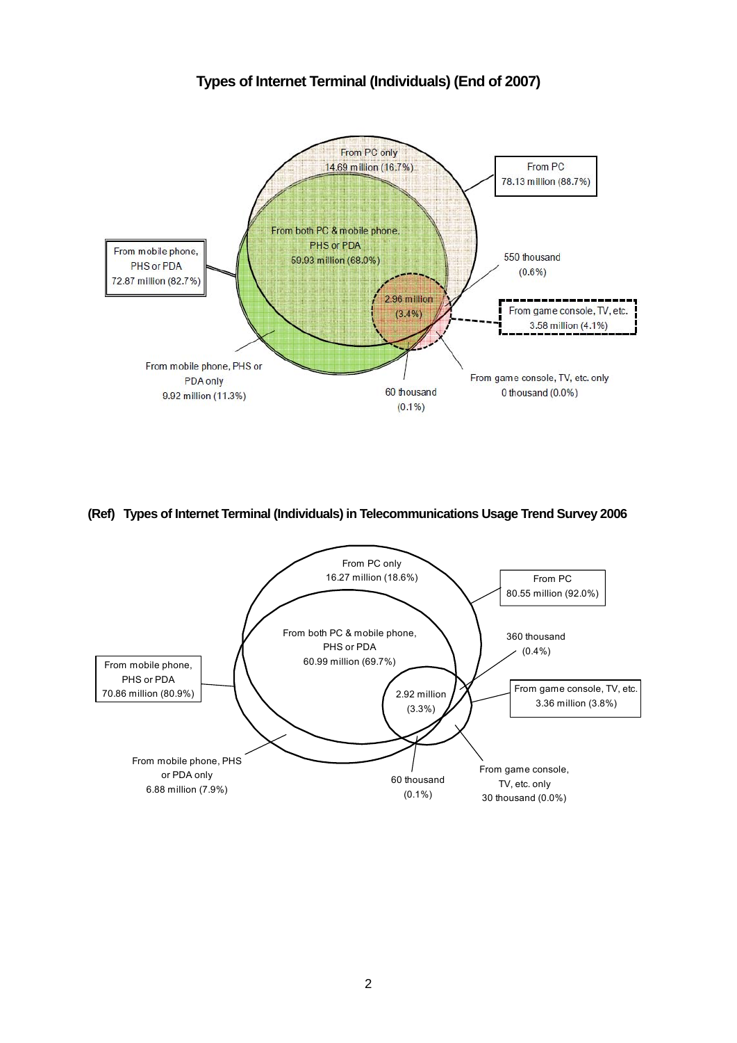**Types of Internet Terminal (Individuals) (End of 2007)**

From PC only
14.69 million (16.7%)

From PC
78.13 million (88.7%)

From both PC & mobile phone, PHS or PDA
59.93 million (68.0%)

From mobile phone, PHS or PDA
72.87 million (82.7%)

550 thousand
(0.6%)

2.96 million
(3.4%)

From game console, TV, etc.
3.58 million (4.1%)

From mobile phone, PHS or PDA only
9.92 million (11.3%)

60 thousand
(0.1%)

From game console, TV, etc. only
0 thousand (0.0%)

**(Ref) Types of Internet Terminal (Individuals) in Telecommunications Usage Trend Survey 2006**

From PC only
16.27 million (18.6%)

From PC
80.55 million (92.0%)

From both PC & mobile phone, PHS or PDA
60.99 million (69.7%)

360 thousand
(0.4%)

From mobile phone, PHS or PDA
70.86 million (80.9%)

2.92 million
(3.3%)

From game console, TV, etc.
3.36 million (3.8%)

From mobile phone, PHS or PDA only
6.88 million (7.9%)

60 thousand
(0.1%)

From game console, TV, etc. only
30 thousand (0.0%)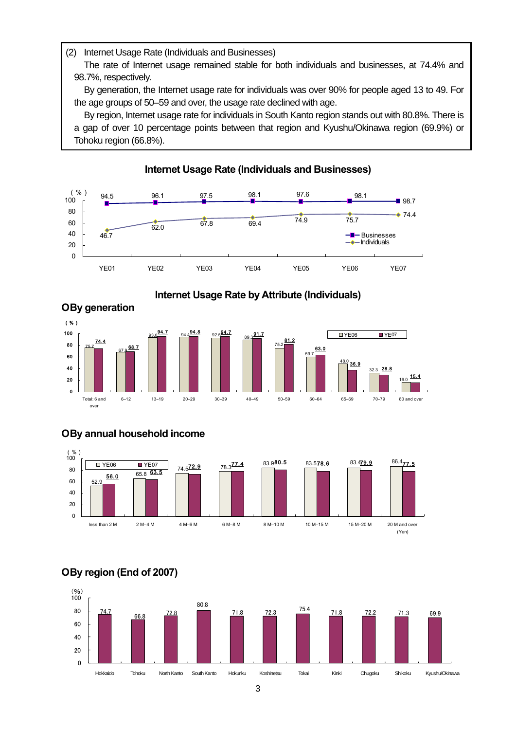(2) Internet Usage Rate (Individuals and Businesses)

The rate of Internet usage remained stable for both individuals and businesses, at 74.4% and 98.7%, respectively.

By generation, the Internet usage rate for individuals was over 90% for people aged 13 to 49. For the age groups of 50–59 and over, the usage rate declined with age.

By region, Internet usage rate for individuals in South Kanto region stands out with 80.8%. There is a gap of over 10 percentage points between that region and Kyushu/Okinawa region (69.9%) or Tohoku region (66.8%).

**Internet Usage Rate (Individuals and Businesses)**

(%)

| | YE01 | YE02 | YE03 | YE04 | YE05 | YE06 | YE07 |
|---|---|---|---|---|---|---|---|
| Businesses | 94.5 | 96.1 | 97.5 | 98.1 | 97.6 | 98.1 | 98.7 |
| Individuals | 46.7 | 62.0 | 67.8 | 69.4 | 74.9 | 75.7 | 74.4 |

**Internet Usage Rate by Attribute (Individuals)**

**OBy generation**

(%)

| | Total: 6 and over | 6–12 | 13–19 | 20–29 | 30–39 | 40–49 | 50–59 | 60–64 | 65–69 | 70–79 | 80 and over |
|---|---|---|---|---|---|---|---|---|---|---|---|
| YE06 | 75.7 | 67.9 | 93.0 | 94.4 | 92.5 | 89.3 | 75.2 | 59.7 | 48.0 | 32.3 | 16.0 |
| YE07 | 74.4 | 68.7 | 94.7 | 94.8 | 94.7 | 91.7 | 81.2 | 63.0 | 36.9 | 28.8 | 15.4 |

**OBy annual household income**

(%)

| | less than 2 M | 2 M–4 M | 4 M–6 M | 6 M–8 M | 8 M–10 M | 10 M–15 M | 15 M–20 M | 20 M and over (Yen) |
|---|---|---|---|---|---|---|---|---|
| YE06 | 52.9 | 65.8 | 74.5 | 78.3 | 83.9 | 83.5 | 83.4 | 86.4 |
| YE07 | 56.0 | 63.5 | 72.9 | 77.4 | 80.5 | 78.6 | 79.9 | 77.5 |

**OBy region (End of 2007)**

(%)

| Hokkaido | Tohoku | North Kanto | South Kanto | Hokuriku | Koshinetsu | Tokai | Kinki | Chugoku | Shikoku | Kyushu/Okinawa |
|---|---|---|---|---|---|---|---|---|---|---|
| 74.7 | 66.8 | 72.8 | 80.8 | 71.8 | 72.3 | 75.4 | 71.8 | 72.2 | 71.3 | 69.9 |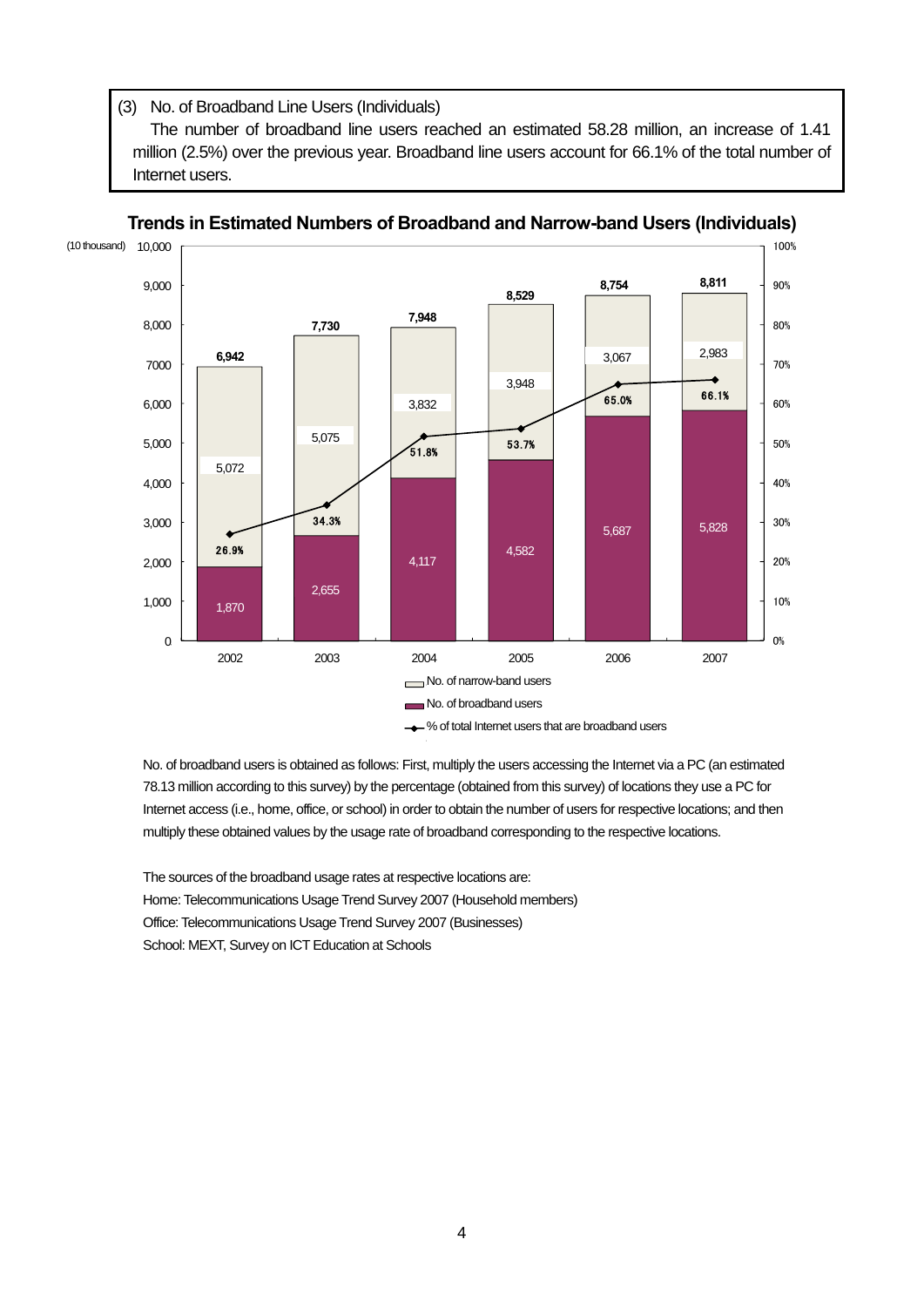(3) No. of Broadband Line Users (Individuals)

The number of broadband line users reached an estimated 58.28 million, an increase of 1.41 million (2.5%) over the previous year. Broadband line users account for 66.1% of the total number of Internet users.

**Trends in Estimated Numbers of Broadband and Narrow-band Users (Individuals)**

(10 thousand)

| | 2002 | 2003 | 2004 | 2005 | 2006 | 2007 |
|---|---|---|---|---|---|---|
| Total | 6,942 | 7,730 | 7,948 | 8,529 | 8,754 | 8,811 |
| No. of narrow-band users | 5,072 | 5,075 | 3,832 | 3,948 | 3,067 | 2,983 |
| No. of broadband users | 1,870 | 2,655 | 4,117 | 4,582 | 5,687 | 5,828 |
| % of total Internet users that are broadband users | 26.9% | 34.3% | 51.8% | 53.7% | 65.0% | 66.1% |

No. of broadband users is obtained as follows: First, multiply the users accessing the Internet via a PC (an estimated 78.13 million according to this survey) by the percentage (obtained from this survey) of locations they use a PC for Internet access (i.e., home, office, or school) in order to obtain the number of users for respective locations; and then multiply these obtained values by the usage rate of broadband corresponding to the respective locations.

The sources of the broadband usage rates at respective locations are:
Home: Telecommunications Usage Trend Survey 2007 (Household members)
Office: Telecommunications Usage Trend Survey 2007 (Businesses)
School: MEXT, Survey on ICT Education at Schools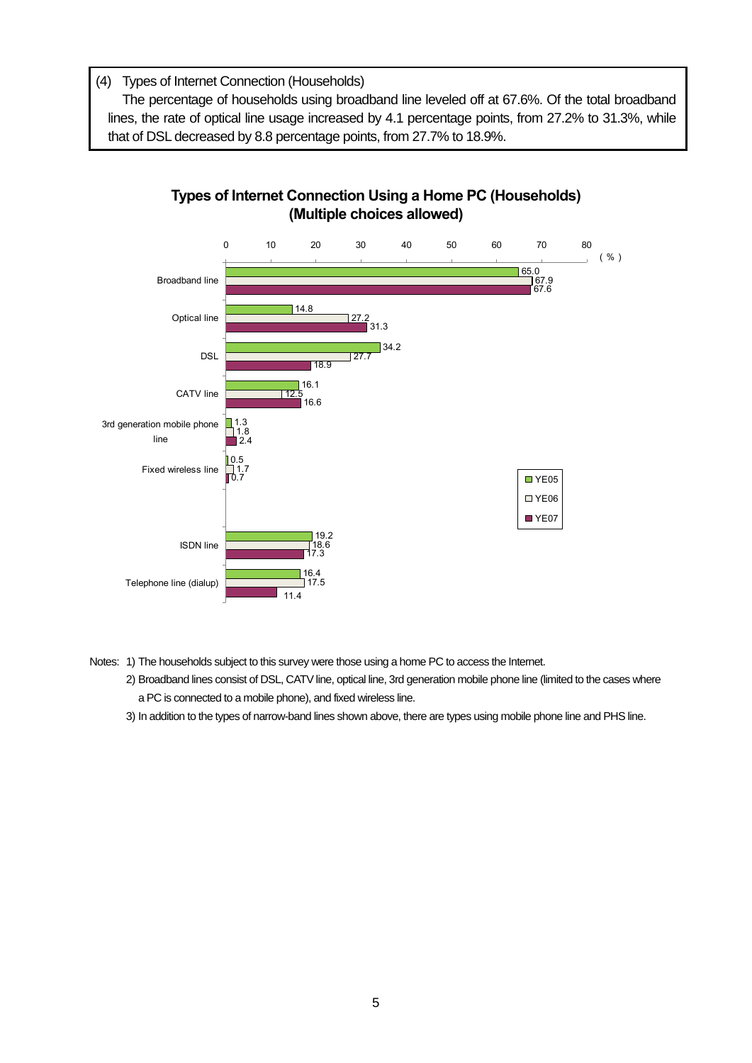(4) Types of Internet Connection (Households)

The percentage of households using broadband line leveled off at 67.6%. Of the total broadband lines, the rate of optical line usage increased by 4.1 percentage points, from 27.2% to 31.3%, while that of DSL decreased by 8.8 percentage points, from 27.7% to 18.9%.

**Types of Internet Connection Using a Home PC (Households) (Multiple choices allowed)**

| (%) | YE05 | YE06 | YE07 |
|---|---|---|---|
| Broadband line | 65.0 | 67.9 | 67.6 |
| Optical line | 14.8 | 27.2 | 31.3 |
| DSL | 34.2 | 27.7 | 18.9 |
| CATV line | 16.1 | 12.5 | 16.6 |
| 3rd generation mobile phone line | 1.3 | 1.8 | 2.4 |
| Fixed wireless line | 0.5 | 1.7 | 0.7 |
| ISDN line | 19.2 | 18.6 | 17.3 |
| Telephone line (dialup) | 16.4 | 17.5 | 11.4 |

Notes: 1) The households subject to this survey were those using a home PC to access the Internet.

2) Broadband lines consist of DSL, CATV line, optical line, 3rd generation mobile phone line (limited to the cases where a PC is connected to a mobile phone), and fixed wireless line.

3) In addition to the types of narrow-band lines shown above, there are types using mobile phone line and PHS line.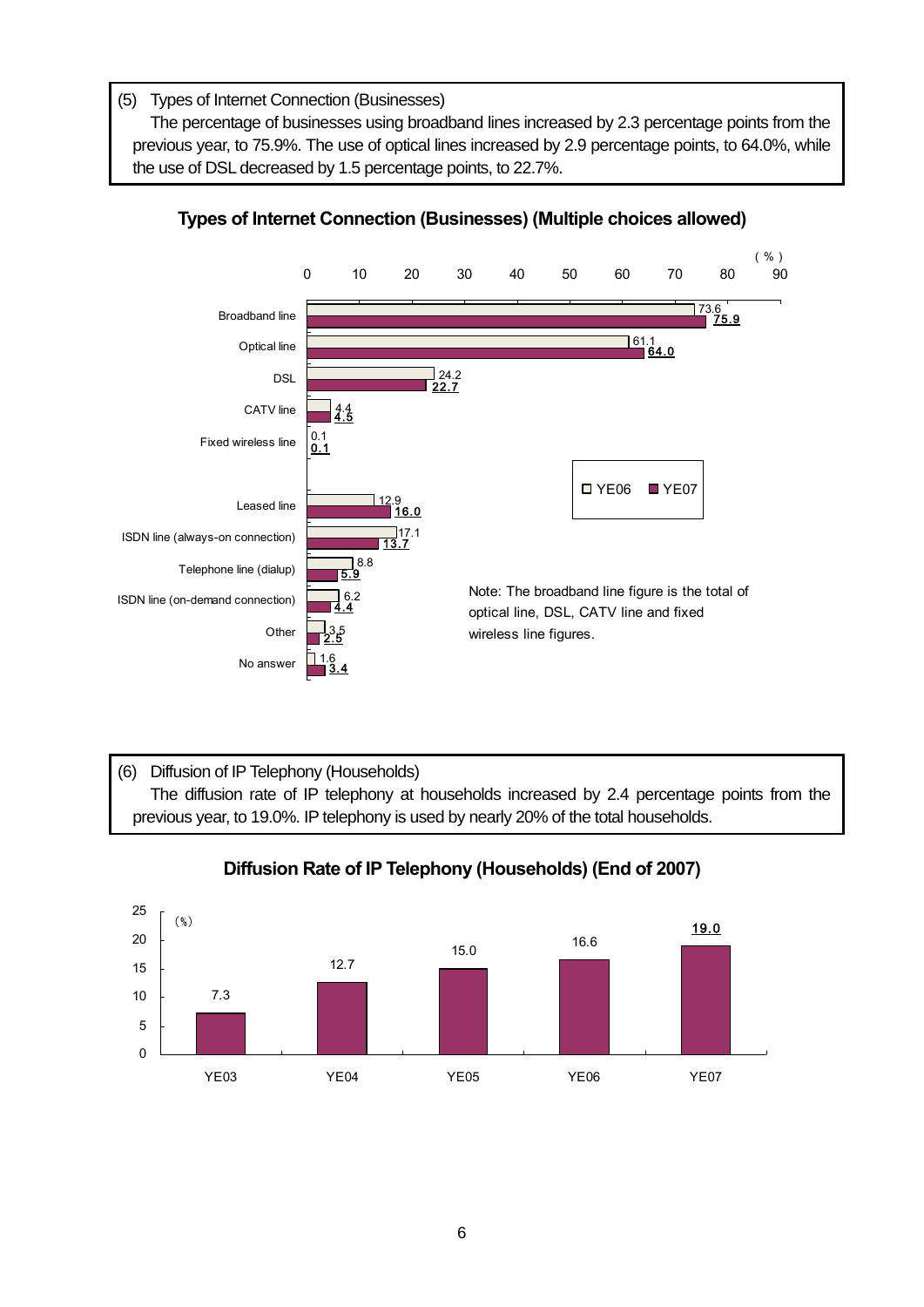## (5) Types of Internet Connection (Businesses)

The percentage of businesses using broadband lines increased by 2.3 percentage points from the previous year, to 75.9%. The use of optical lines increased by 2.9 percentage points, to 64.0%, while the use of DSL decreased by 1.5 percentage points, to 22.7%.

**Types of Internet Connection (Businesses) (Multiple choices allowed)**

(%)

| | YE06 | YE07 |
|---|---|---|
| Broadband line | 73.6 | **75.9** |
| Optical line | 61.1 | **64.0** |
| DSL | 24.2 | **22.7** |
| CATV line | 4.4 | **4.5** |
| Fixed wireless line | 0.1 | **0.1** |
| Leased line | 12.9 | **16.0** |
| ISDN line (always-on connection) | 17.1 | **13.7** |
| Telephone line (dialup) | 8.8 | **5.9** |
| ISDN line (on-demand connection) | 6.2 | **4.4** |
| Other | 3.5 | **2.5** |
| No answer | 1.6 | **3.4** |

Note: The broadband line figure is the total of optical line, DSL, CATV line and fixed wireless line figures.

## (6) Diffusion of IP Telephony (Households)

The diffusion rate of IP telephony at households increased by 2.4 percentage points from the previous year, to 19.0%. IP telephony is used by nearly 20% of the total households.

**Diffusion Rate of IP Telephony (Households) (End of 2007)**

(%)

| YE03 | YE04 | YE05 | YE06 | YE07 |
|---|---|---|---|---|
| 7.3 | 12.7 | 15.0 | 16.6 | **19.0** |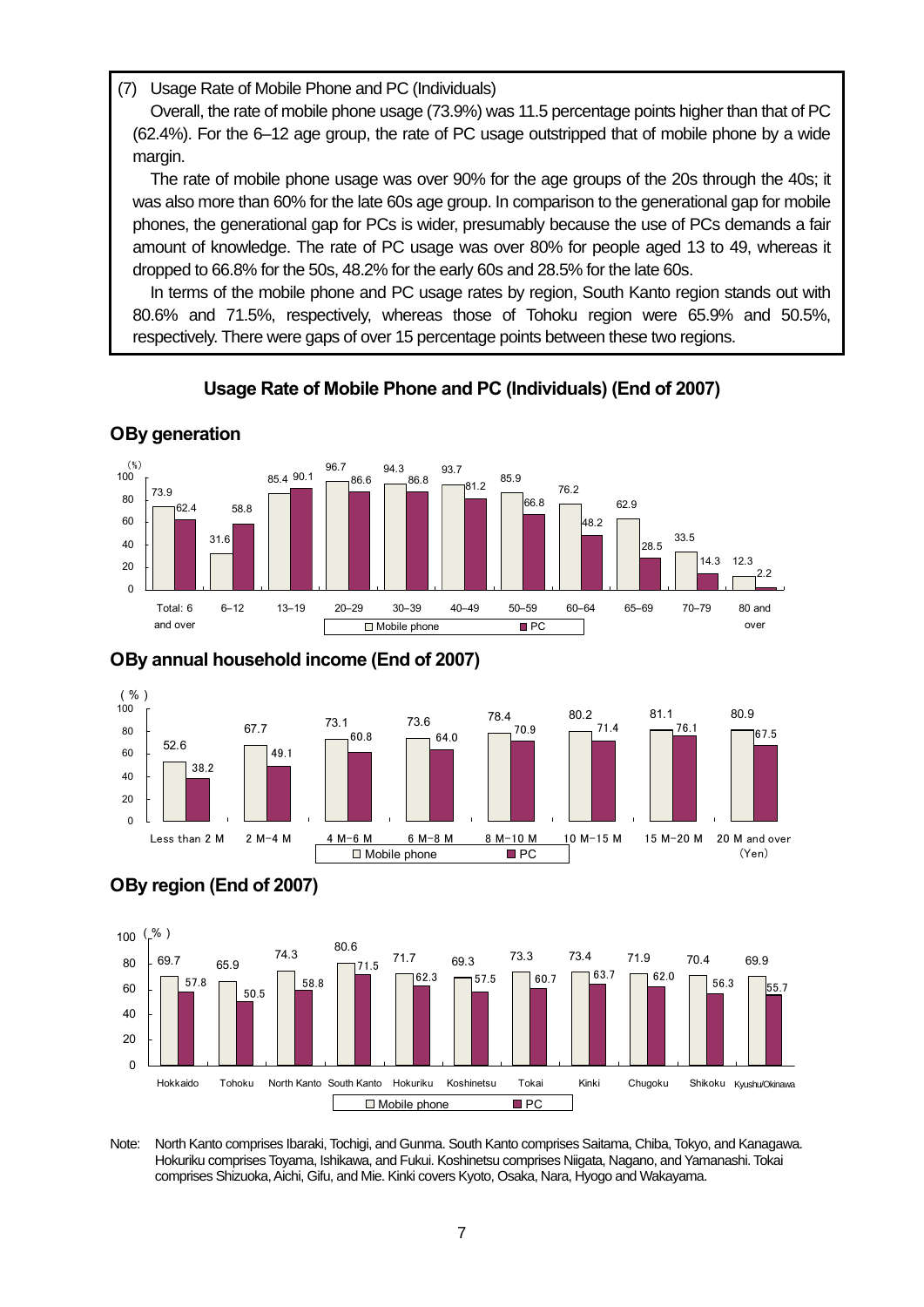(7) Usage Rate of Mobile Phone and PC (Individuals)

Overall, the rate of mobile phone usage (73.9%) was 11.5 percentage points higher than that of PC (62.4%). For the 6–12 age group, the rate of PC usage outstripped that of mobile phone by a wide margin.

The rate of mobile phone usage was over 90% for the age groups of the 20s through the 40s; it was also more than 60% for the late 60s age group. In comparison to the generational gap for mobile phones, the generational gap for PCs is wider, presumably because the use of PCs demands a fair amount of knowledge. The rate of PC usage was over 80% for people aged 13 to 49, whereas it dropped to 66.8% for the 50s, 48.2% for the early 60s and 28.5% for the late 60s.

In terms of the mobile phone and PC usage rates by region, South Kanto region stands out with 80.6% and 71.5%, respectively, whereas those of Tohoku region were 65.9% and 50.5%, respectively. There were gaps of over 15 percentage points between these two regions.

## Usage Rate of Mobile Phone and PC (Individuals) (End of 2007)

### ○By generation

(%)

| | Total: 6 and over | 6–12 | 13–19 | 20–29 | 30–39 | 40–49 | 50–59 | 60–64 | 65–69 | 70–79 | 80 and over |
|---|---|---|---|---|---|---|---|---|---|---|---|
| Mobile phone | 73.9 | 31.6 | 85.4 | 96.7 | 94.3 | 93.7 | 85.9 | 76.2 | 62.9 | 33.5 | 12.3 |
| PC | 62.4 | 58.8 | 90.1 | 86.6 | 86.8 | 81.2 | 66.8 | 48.2 | 28.5 | 14.3 | 2.2 |

### ○By annual household income (End of 2007)

(%)

| | Less than 2 M | 2 M–4 M | 4 M–6 M | 6 M–8 M | 8 M–10 M | 10 M–15 M | 15 M–20 M | 20 M and over (Yen) |
|---|---|---|---|---|---|---|---|---|
| Mobile phone | 52.6 | 67.7 | 73.1 | 73.6 | 78.4 | 80.2 | 81.1 | 80.9 |
| PC | 38.2 | 49.1 | 60.8 | 64.0 | 70.9 | 71.4 | 76.1 | 67.5 |

### ○By region (End of 2007)

(%)

| | Hokkaido | Tohoku | North Kanto | South Kanto | Hokuriku | Koshinetsu | Tokai | Kinki | Chugoku | Shikoku | Kyushu/Okinawa |
|---|---|---|---|---|---|---|---|---|---|---|---|
| Mobile phone | 69.7 | 65.9 | 74.3 | 80.6 | 71.7 | 69.3 | 73.3 | 73.4 | 71.9 | 70.4 | 69.9 |
| PC | 57.8 | 50.5 | 58.8 | 71.5 | 62.3 | 57.5 | 60.7 | 63.7 | 62.0 | 56.3 | 55.7 |

Note: North Kanto comprises Ibaraki, Tochigi, and Gunma. South Kanto comprises Saitama, Chiba, Tokyo, and Kanagawa. Hokuriku comprises Toyama, Ishikawa, and Fukui. Koshinetsu comprises Niigata, Nagano, and Yamanashi. Tokai comprises Shizuoka, Aichi, Gifu, and Mie. Kinki covers Kyoto, Osaka, Nara, Hyogo and Wakayama.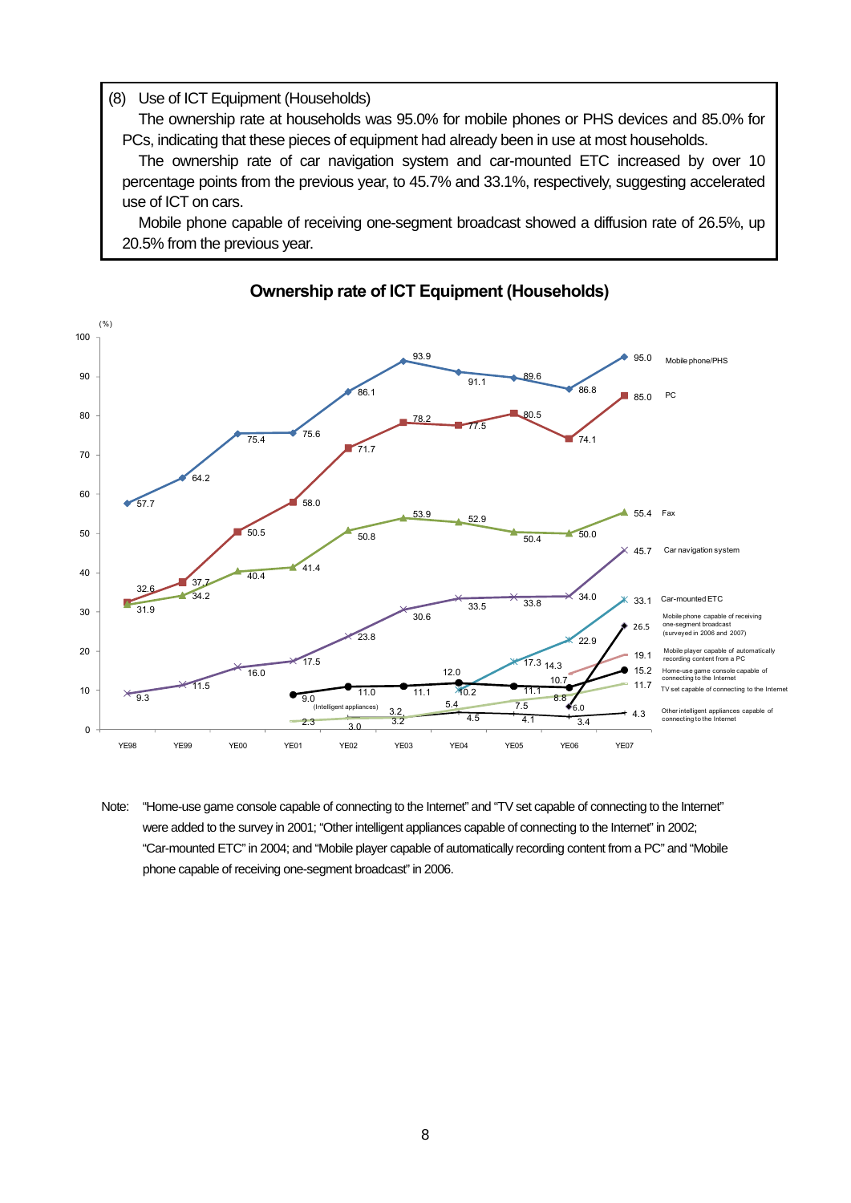(8) Use of ICT Equipment (Households)

The ownership rate at households was 95.0% for mobile phones or PHS devices and 85.0% for PCs, indicating that these pieces of equipment had already been in use at most households.

The ownership rate of car navigation system and car-mounted ETC increased by over 10 percentage points from the previous year, to 45.7% and 33.1%, respectively, suggesting accelerated use of ICT on cars.

Mobile phone capable of receiving one-segment broadcast showed a diffusion rate of 26.5%, up 20.5% from the previous year.

**Ownership rate of ICT Equipment (Households)**

(%)

| | YE98 | YE99 | YE00 | YE01 | YE02 | YE03 | YE04 | YE05 | YE06 | YE07 |
|---|---|---|---|---|---|---|---|---|---|---|
| Mobile phone/PHS | 57.7 | 64.2 | 75.4 | 75.6 | 86.1 | 93.9 | 91.1 | 89.6 | 86.8 | 95.0 |
| PC | 32.6 | 37.7 | 50.5 | 58.0 | 71.7 | 78.2 | 77.5 | 80.5 | 74.1 | 85.0 |
| Fax | 31.9 | 34.2 | 40.4 | 41.4 | 50.8 | 53.9 | 52.9 | 50.4 | 50.0 | 55.4 |
| Car navigation system | 9.3 | 11.5 | 16.0 | 17.5 | 23.8 | 30.6 | 33.5 | 33.8 | 34.0 | 45.7 |
| Car-mounted ETC | | | | | | | 10.2 | 17.3 | 22.9 | 33.1 |
| Mobile phone capable of receiving one-segment broadcast (surveyed in 2006 and 2007) | | | | | | | | | 6.0 | 26.5 |
| Mobile player capable of automatically recording content from a PC | | | | | | | | | 14.3 | 19.1 |
| Home-use game console capable of connecting to the Internet | | | | 9.0 | 11.0 | 11.1 | 12.0 | 11.1 | 10.7 | 15.2 |
| TV set capable of connecting to the Internet | | | | 2.3 | 3.0 | 3.2 | 5.4 | 7.5 | 8.8 | 11.7 |
| Other intelligent appliances capable of connecting to the Internet | | | | | 3.2 | 3.2 | 4.5 | 4.1 | 3.4 | 4.3 |

Note: "Home-use game console capable of connecting to the Internet" and "TV set capable of connecting to the Internet" were added to the survey in 2001; "Other intelligent appliances capable of connecting to the Internet" in 2002; "Car-mounted ETC" in 2004; and "Mobile player capable of automatically recording content from a PC" and "Mobile phone capable of receiving one-segment broadcast" in 2006.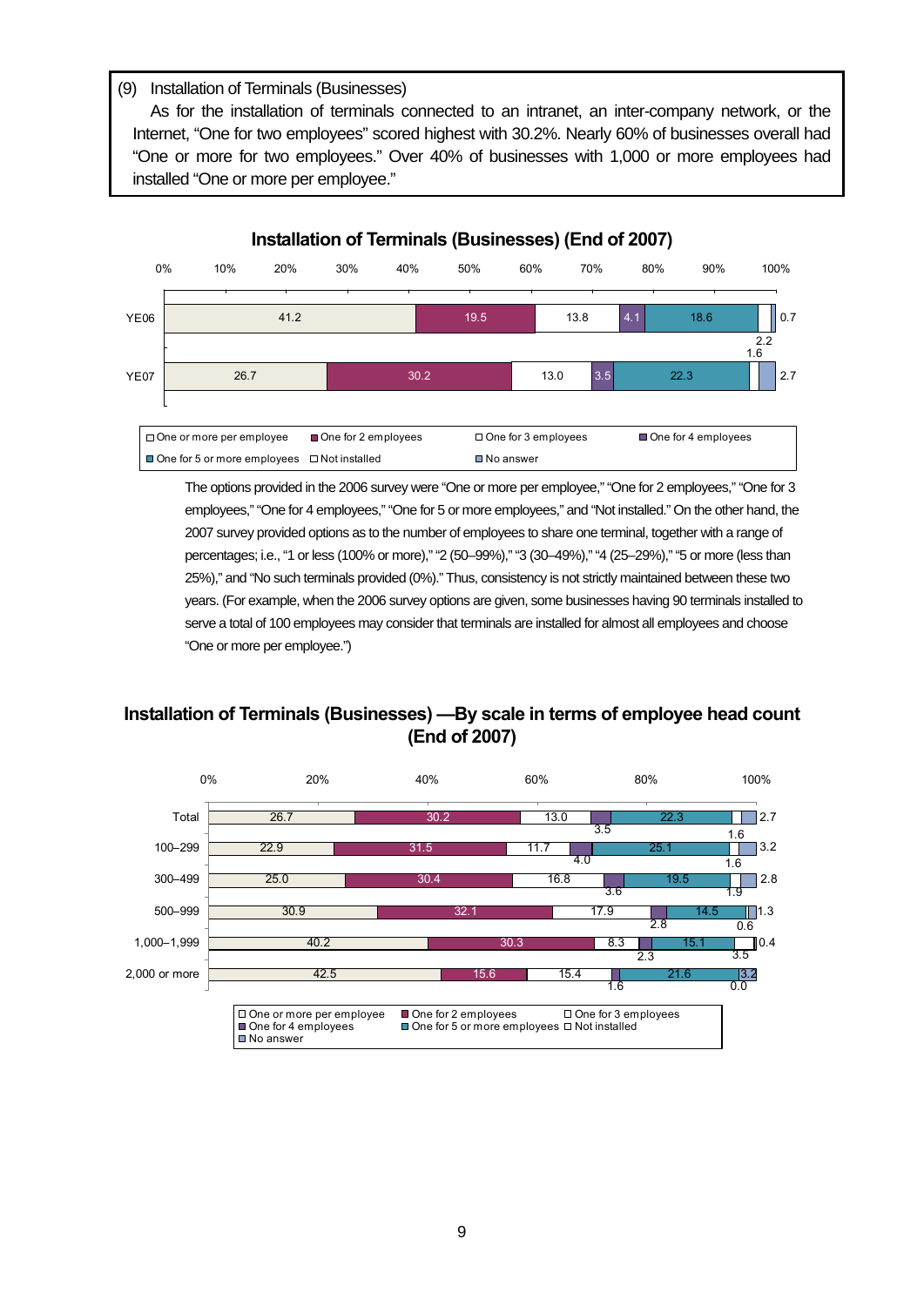(9) Installation of Terminals (Businesses)

As for the installation of terminals connected to an intranet, an inter-company network, or the Internet, "One for two employees" scored highest with 30.2%. Nearly 60% of businesses overall had "One or more for two employees." Over 40% of businesses with 1,000 or more employees had installed "One or more per employee."

**Installation of Terminals (Businesses) (End of 2007)**

| | One or more per employee | One for 2 employees | One for 3 employees | One for 4 employees | One for 5 or more employees | Not installed | No answer |
|---|---|---|---|---|---|---|---|
| YE06 | 41.2 | 19.5 | 13.8 | 4.1 | 18.6 | 2.2 | 0.7 |
| YE07 | 26.7 | 30.2 | 13.0 | 3.5 | 22.3 | 1.6 | 2.7 |

The options provided in the 2006 survey were "One or more per employee," "One for 2 employees," "One for 3 employees," "One for 4 employees," "One for 5 or more employees," and "Not installed." On the other hand, the 2007 survey provided options as to the number of employees to share one terminal, together with a range of percentages; i.e., "1 or less (100% or more)," "2 (50–99%)," "3 (30–49%)," "4 (25–29%)," "5 or more (less than 25%)," and "No such terminals provided (0%)." Thus, consistency is not strictly maintained between these two years. (For example, when the 2006 survey options are given, some businesses having 90 terminals installed to serve a total of 100 employees may consider that terminals are installed for almost all employees and choose "One or more per employee.")

**Installation of Terminals (Businesses) —By scale in terms of employee head count (End of 2007)**

| | One or more per employee | One for 2 employees | One for 3 employees | One for 4 employees | One for 5 or more employees | Not installed | No answer |
|---|---|---|---|---|---|---|---|
| Total | 26.7 | 30.2 | 13.0 | 3.5 | 22.3 | 1.6 | 2.7 |
| 100–299 | 22.9 | 31.5 | 11.7 | 4.0 | 25.1 | 1.6 | 3.2 |
| 300–499 | 25.0 | 30.4 | 16.8 | 3.6 | 19.5 | 1.9 | 2.8 |
| 500–999 | 30.9 | 32.1 | 17.9 | 2.8 | 14.5 | 0.6 | 1.3 |
| 1,000–1,999 | 40.2 | 30.3 | 8.3 | 2.3 | 15.1 | 3.5 | 0.4 |
| 2,000 or more | 42.5 | 15.6 | 15.4 | 1.6 | 21.6 | 0.0 | 3.2 |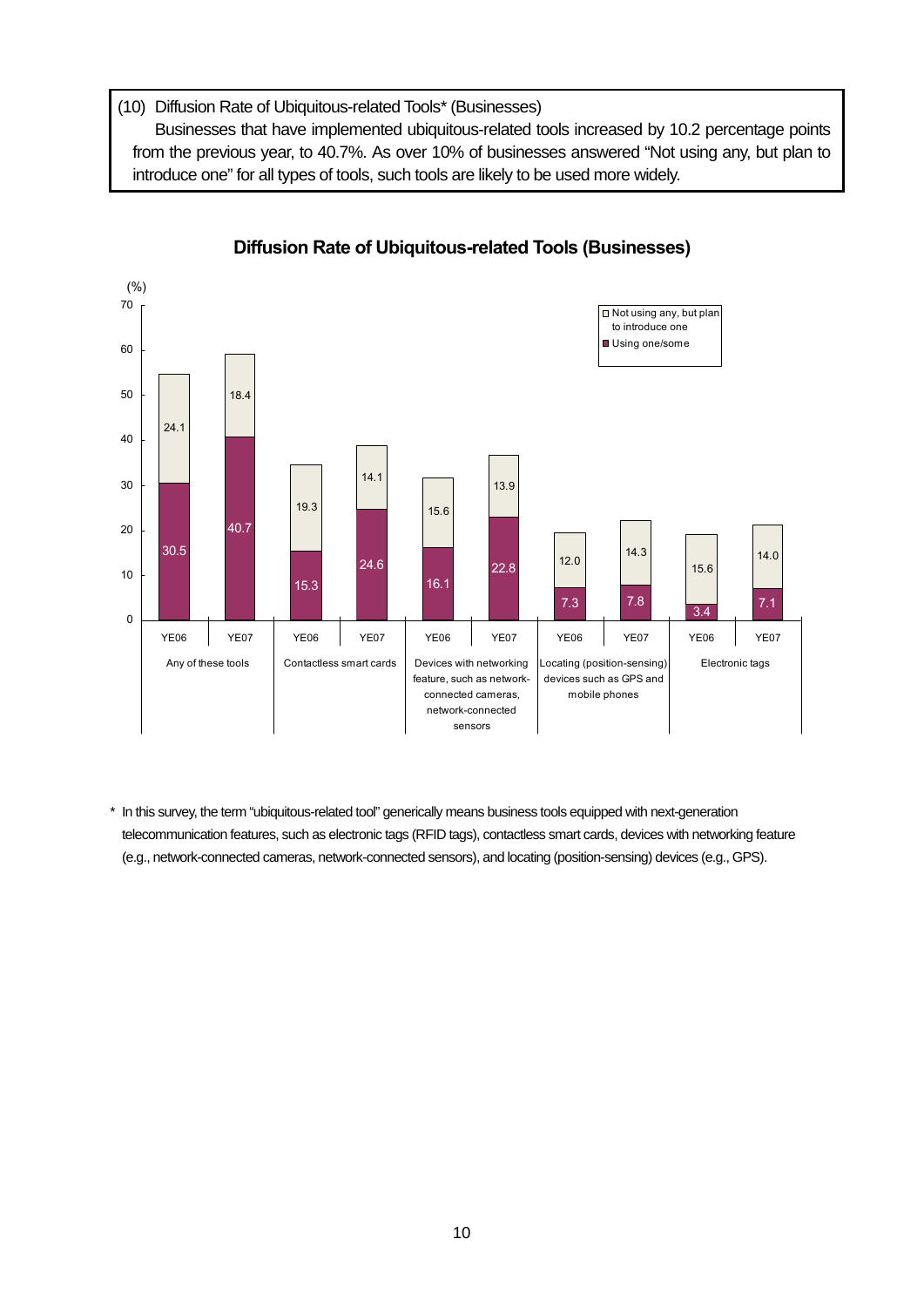(10) Diffusion Rate of Ubiquitous-related Tools* (Businesses)

Businesses that have implemented ubiquitous-related tools increased by 10.2 percentage points from the previous year, to 40.7%. As over 10% of businesses answered "Not using any, but plan to introduce one" for all types of tools, such tools are likely to be used more widely.

**Diffusion Rate of Ubiquitous-related Tools (Businesses)**

(%)

| Tool | Year | Using one/some | Not using any, but plan to introduce one |
|---|---|---|---|
| Any of these tools | YE06 | 30.5 | 24.1 |
| | YE07 | 40.7 | 18.4 |
| Contactless smart cards | YE06 | 15.3 | 19.3 |
| | YE07 | 24.6 | 14.1 |
| Devices with networking feature, such as network-connected cameras, network-connected sensors | YE06 | 16.1 | 15.6 |
| | YE07 | 22.8 | 13.9 |
| Locating (position-sensing) devices such as GPS and mobile phones | YE06 | 7.3 | 12.0 |
| | YE07 | 7.8 | 14.3 |
| Electronic tags | YE06 | 3.4 | 15.6 |
| | YE07 | 7.1 | 14.0 |

* In this survey, the term "ubiquitous-related tool" generically means business tools equipped with next-generation telecommunication features, such as electronic tags (RFID tags), contactless smart cards, devices with networking feature (e.g., network-connected cameras, network-connected sensors), and locating (position-sensing) devices (e.g., GPS).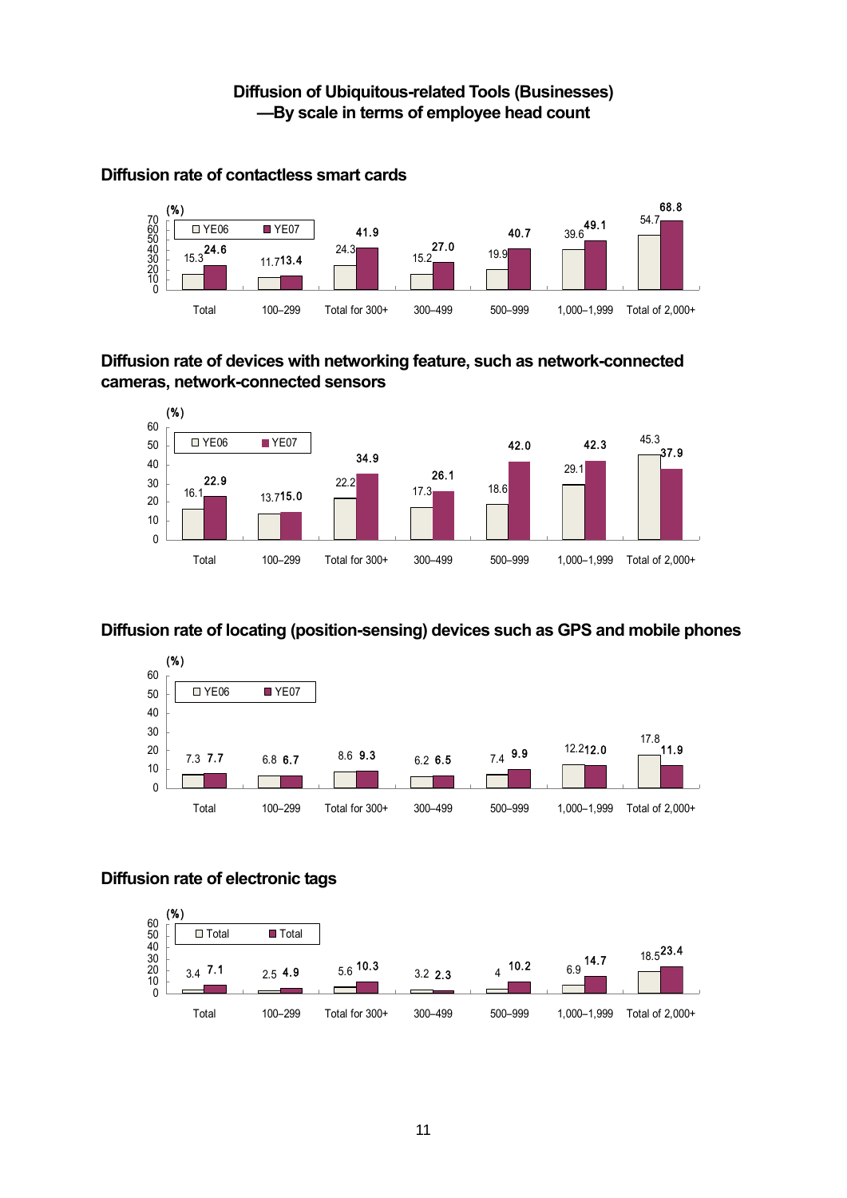## Diffusion of Ubiquitous-related Tools (Businesses)
## —By scale in terms of employee head count

### Diffusion rate of contactless smart cards

(%)

| | Total | 100–299 | Total for 300+ | 300–499 | 500–999 | 1,000–1,999 | Total of 2,000+ |
|---|---|---|---|---|---|---|---|
| YE06 | 15.3 | 11.7 | 24.3 | 15.2 | 19.9 | 39.6 | 54.7 |
| YE07 | 24.6 | 13.4 | 41.9 | 27.0 | 40.7 | 49.1 | 68.8 |

### Diffusion rate of devices with networking feature, such as network-connected cameras, network-connected sensors

(%)

| | Total | 100–299 | Total for 300+ | 300–499 | 500–999 | 1,000–1,999 | Total of 2,000+ |
|---|---|---|---|---|---|---|---|
| YE06 | 16.1 | 13.7 | 22.2 | 17.3 | 18.6 | 29.1 | 45.3 |
| YE07 | 22.9 | 15.0 | 34.9 | 26.1 | 42.0 | 42.3 | 37.9 |

### Diffusion rate of locating (position-sensing) devices such as GPS and mobile phones

(%)

| | Total | 100–299 | Total for 300+ | 300–499 | 500–999 | 1,000–1,999 | Total of 2,000+ |
|---|---|---|---|---|---|---|---|
| YE06 | 7.3 | 6.8 | 8.6 | 6.2 | 7.4 | 12.2 | 17.8 |
| YE07 | 7.7 | 6.7 | 9.3 | 6.5 | 9.9 | 12.0 | 11.9 |

### Diffusion rate of electronic tags

(%)

| | Total | 100–299 | Total for 300+ | 300–499 | 500–999 | 1,000–1,999 | Total of 2,000+ |
|---|---|---|---|---|---|---|---|
| Total | 3.4 | 2.5 | 5.6 | 3.2 | 4 | 6.9 | 18.5 |
| Total | 7.1 | 4.9 | 10.3 | 2.3 | 10.2 | 14.7 | 23.4 |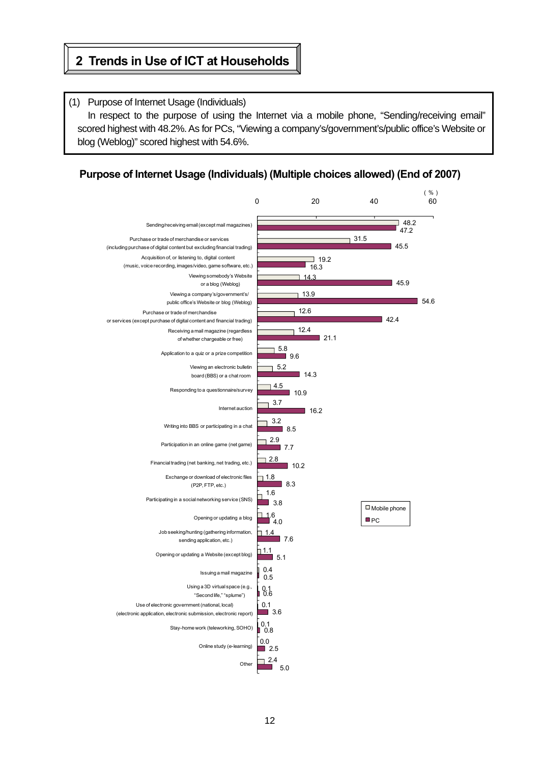## 2 Trends in Use of ICT at Households

(1) Purpose of Internet Usage (Individuals)

In respect to the purpose of using the Internet via a mobile phone, "Sending/receiving email" scored highest with 48.2%. As for PCs, "Viewing a company's/government's/public office's Website or blog (Weblog)" scored highest with 54.6%.

### Purpose of Internet Usage (Individuals) (Multiple choices allowed) (End of 2007)

(%)

| Purpose | Mobile phone | PC |
|---|---|---|
| Sending/receiving email (except mail magazines) | 48.2 | 47.2 |
| Purchase or trade of merchandise or services (including purchase of digital content but excluding financial trading) | 31.5 | 45.5 |
| Acquisition of, or listening to, digital content (music, voice recording, images/video, game software, etc.) | 19.2 | 16.3 |
| Viewing somebody's Website or a blog (Weblog) | 14.3 | 45.9 |
| Viewing a company's/government's/public office's Website or blog (Weblog) | 13.9 | 54.6 |
| Purchase or trade of merchandise or services (except purchase of digital content and financial trading) | 12.6 | 42.4 |
| Receiving a mail magazine (regardless of whether chargeable or free) | 12.4 | 21.1 |
| Application to a quiz or a prize competition | 5.8 | 9.6 |
| Viewing an electronic bulletin board (BBS) or a chat room | 5.2 | 14.3 |
| Responding to a questionnaire/survey | 4.5 | 10.9 |
| Internet auction | 3.7 | 16.2 |
| Writing into BBS or participating in a chat | 3.2 | 8.5 |
| Participation in an online game (net game) | 2.9 | 7.7 |
| Financial trading (net banking, net trading, etc.) | 2.8 | 10.2 |
| Exchange or download of electronic files (P2P, FTP, etc.) | 1.8 | 8.3 |
| Participating in a social networking service (SNS) | 1.6 | 3.8 |
| Opening or updating a blog | 1.6 | 4.0 |
| Job seeking/hunting (gathering information, sending application, etc.) | 1.4 | 7.6 |
| Opening or updating a Website (except blog) | 1.1 | 5.1 |
| Issuing a mail magazine | 0.4 | 0.5 |
| Using a 3D virtual space (e.g., "Second life," "splume") | 0.1 | 0.6 |
| Use of electronic government (national, local) (electronic application, electronic submission, electronic report) | 0.1 | 3.6 |
| Stay-home work (teleworking, SOHO) | 0.1 | 0.8 |
| Online study (e-learning) | 0.0 | 2.5 |
| Other | 2.4 | 5.0 |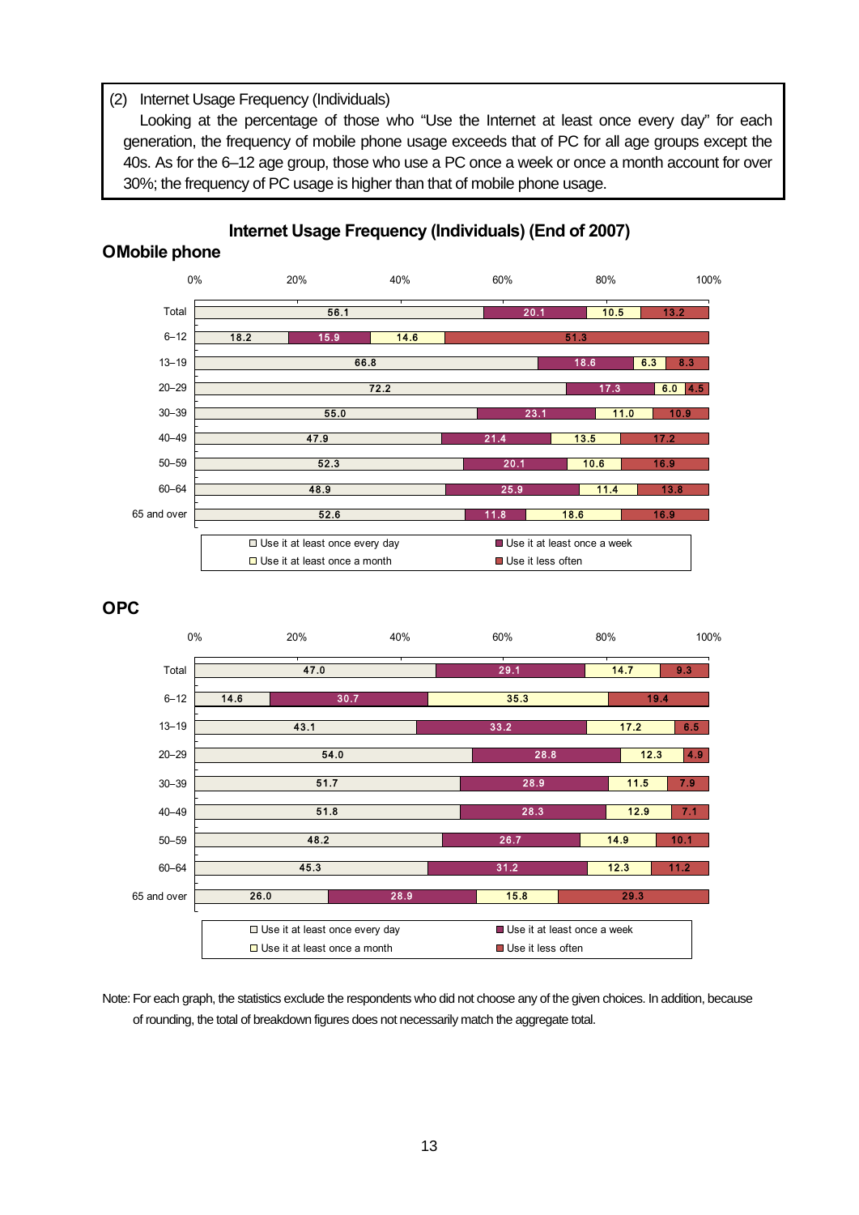(2) Internet Usage Frequency (Individuals)

Looking at the percentage of those who "Use the Internet at least once every day" for each generation, the frequency of mobile phone usage exceeds that of PC for all age groups except the 40s. As for the 6–12 age group, those who use a PC once a week or once a month account for over 30%; the frequency of PC usage is higher than that of mobile phone usage.

### Internet Usage Frequency (Individuals) (End of 2007)

**OMobile phone**

| | Use it at least once every day | Use it at least once a week | Use it at least once a month | Use it less often |
|---|---|---|---|---|
| Total | 56.1 | 20.1 | 10.5 | 13.2 |
| 6–12 | 18.2 | 15.9 | 14.6 | 51.3 |
| 13–19 | 66.8 | 18.6 | 6.3 | 8.3 |
| 20–29 | 72.2 | 17.3 | 6.0 | 4.5 |
| 30–39 | 55.0 | 23.1 | 11.0 | 10.9 |
| 40–49 | 47.9 | 21.4 | 13.5 | 17.2 |
| 50–59 | 52.3 | 20.1 | 10.6 | 16.9 |
| 60–64 | 48.9 | 25.9 | 11.4 | 13.8 |
| 65 and over | 52.6 | 11.8 | 18.6 | 16.9 |

**OPC**

| | Use it at least once every day | Use it at least once a week | Use it at least once a month | Use it less often |
|---|---|---|---|---|
| Total | 47.0 | 29.1 | 14.7 | 9.3 |
| 6–12 | 14.6 | 30.7 | 35.3 | 19.4 |
| 13–19 | 43.1 | 33.2 | 17.2 | 6.5 |
| 20–29 | 54.0 | 28.8 | 12.3 | 4.9 |
| 30–39 | 51.7 | 28.9 | 11.5 | 7.9 |
| 40–49 | 51.8 | 28.3 | 12.9 | 7.1 |
| 50–59 | 48.2 | 26.7 | 14.9 | 10.1 |
| 60–64 | 45.3 | 31.2 | 12.3 | 11.2 |
| 65 and over | 26.0 | 28.9 | 15.8 | 29.3 |

Note: For each graph, the statistics exclude the respondents who did not choose any of the given choices. In addition, because of rounding, the total of breakdown figures does not necessarily match the aggregate total.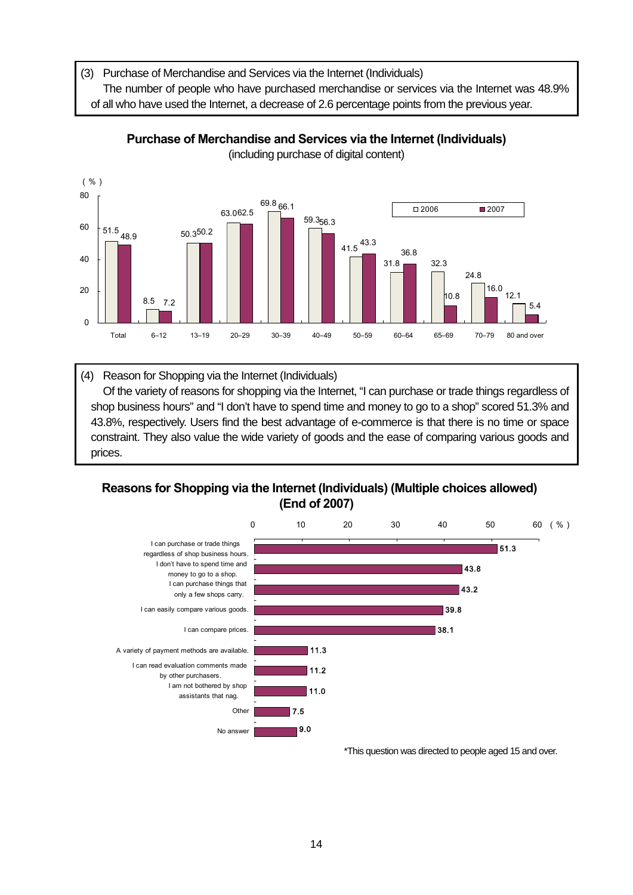(3) Purchase of Merchandise and Services via the Internet (Individuals)

The number of people who have purchased merchandise or services via the Internet was 48.9% of all who have used the Internet, a decrease of 2.6 percentage points from the previous year.

**Purchase of Merchandise and Services via the Internet (Individuals)**
(including purchase of digital content)

| (%) | 2006 | 2007 |
|---|---|---|
| Total | 51.5 | 48.9 |
| 6–12 | 8.5 | 7.2 |
| 13–19 | 50.3 | 50.2 |
| 20–29 | 63.0 | 62.5 |
| 30–39 | 69.8 | 66.1 |
| 40–49 | 59.3 | 56.3 |
| 50–59 | 41.5 | 43.3 |
| 60–64 | 31.8 | 36.8 |
| 65–69 | 32.3 | 10.8 |
| 70–79 | 24.8 | 16.0 |
| 80 and over | 12.1 | 5.4 |

(4) Reason for Shopping via the Internet (Individuals)

Of the variety of reasons for shopping via the Internet, "I can purchase or trade things regardless of shop business hours" and "I don't have to spend time and money to go to a shop" scored 51.3% and 43.8%, respectively. Users find the best advantage of e-commerce is that there is no time or space constraint. They also value the wide variety of goods and the ease of comparing various goods and prices.

**Reasons for Shopping via the Internet (Individuals) (Multiple choices allowed) (End of 2007)**

| Reason | (%) |
|---|---|
| I can purchase or trade things regardless of shop business hours. | 51.3 |
| I don't have to spend time and money to go to a shop. | 43.8 |
| I can purchase things that only a few shops carry. | 43.2 |
| I can easily compare various goods. | 39.8 |
| I can compare prices. | 38.1 |
| A variety of payment methods are available. | 11.3 |
| I can read evaluation comments made by other purchasers. | 11.2 |
| I am not bothered by shop assistants that nag. | 11.0 |
| Other | 7.5 |
| No answer | 9.0 |

*This question was directed to people aged 15 and over.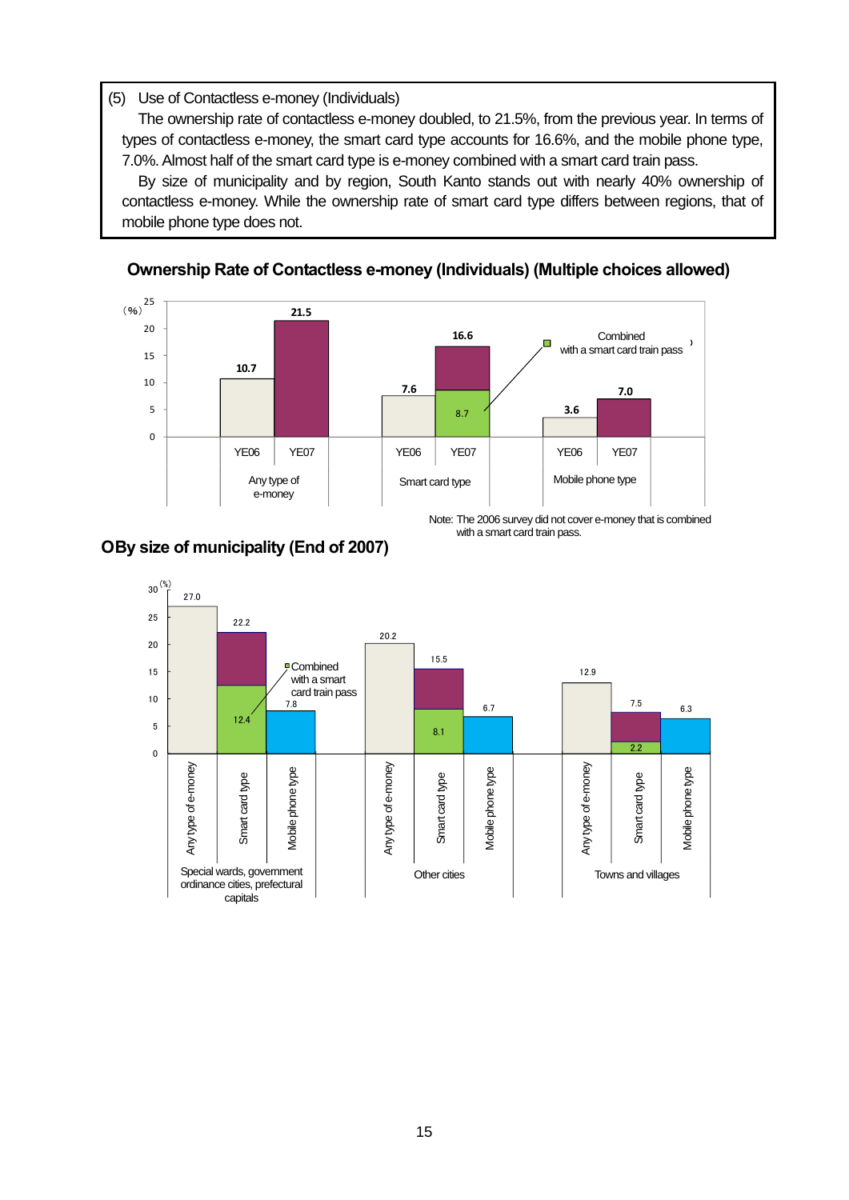(5) Use of Contactless e-money (Individuals)

The ownership rate of contactless e-money doubled, to 21.5%, from the previous year. In terms of types of contactless e-money, the smart card type accounts for 16.6%, and the mobile phone type, 7.0%. Almost half of the smart card type is e-money combined with a smart card train pass.

By size of municipality and by region, South Kanto stands out with nearly 40% ownership of contactless e-money. While the ownership rate of smart card type differs between regions, that of mobile phone type does not.

**Ownership Rate of Contactless e-money (Individuals) (Multiple choices allowed)**

(%)

| | YE06 | YE07 | Combined with a smart card train pass (YE07) |
|---|---|---|---|
| Any type of e-money | 10.7 | 21.5 | |
| Smart card type | 7.6 | 16.6 | 8.7 |
| Mobile phone type | 3.6 | 7.0 | |

Note: The 2006 survey did not cover e-money that is combined with a smart card train pass.

**OBy size of municipality (End of 2007)**

(%)

| | Any type of e-money | Smart card type | Combined with a smart card train pass | Mobile phone type |
|---|---|---|---|---|
| Special wards, government ordinance cities, prefectural capitals | 27.0 | 22.2 | 12.4 | 7.8 |
| Other cities | 20.2 | 15.5 | 8.1 | 6.7 |
| Towns and villages | 12.9 | 7.5 | 2.2 | 6.3 |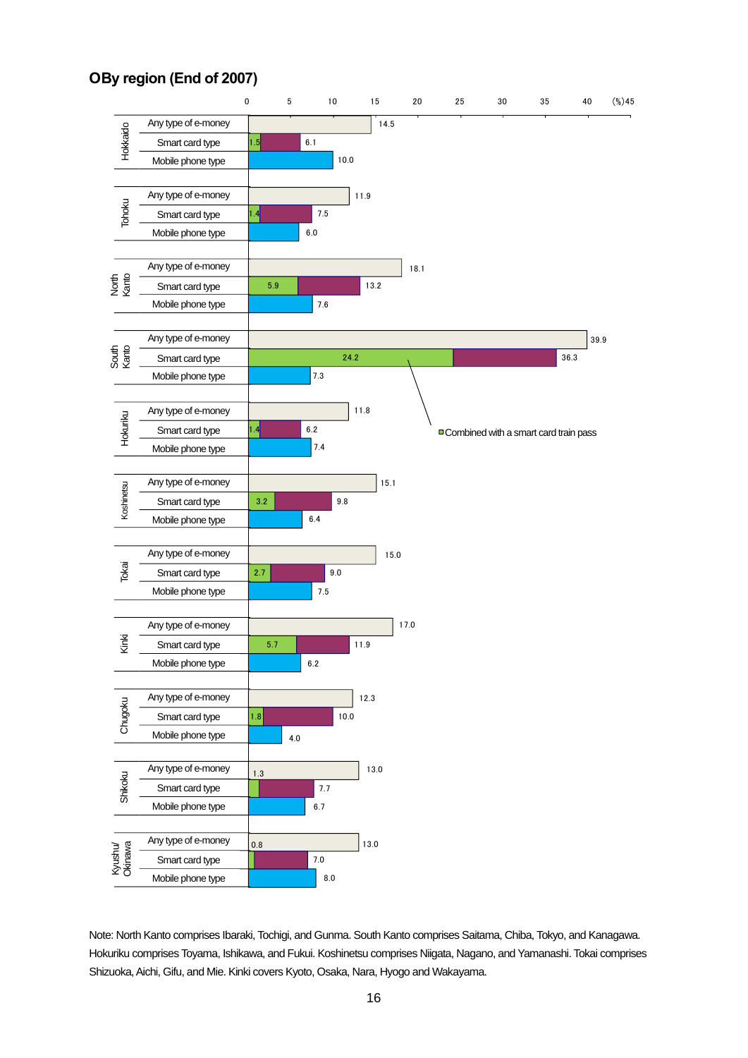## OBy region (End of 2007)

| Region | Type | Combined with a smart card train pass (%) | Total (%) |
|---|---|---|---|
| Hokkaido | Any type of e-money | | 14.5 |
| | Smart card type | 1.5 | 6.1 |
| | Mobile phone type | | 10.0 |
| Tohoku | Any type of e-money | | 11.9 |
| | Smart card type | 1.4 | 7.5 |
| | Mobile phone type | | 6.0 |
| North Kanto | Any type of e-money | | 18.1 |
| | Smart card type | 5.9 | 13.2 |
| | Mobile phone type | | 7.6 |
| South Kanto | Any type of e-money | | 39.9 |
| | Smart card type | 24.2 | 36.3 |
| | Mobile phone type | | 7.3 |
| Hokuriku | Any type of e-money | | 11.8 |
| | Smart card type | 1.4 | 6.2 |
| | Mobile phone type | | 7.4 |
| Koshinetsu | Any type of e-money | | 15.1 |
| | Smart card type | 3.2 | 9.8 |
| | Mobile phone type | | 6.4 |
| Tokai | Any type of e-money | | 15.0 |
| | Smart card type | 2.7 | 9.0 |
| | Mobile phone type | | 7.5 |
| Kinki | Any type of e-money | | 17.0 |
| | Smart card type | 5.7 | 11.9 |
| | Mobile phone type | | 6.2 |
| Chugoku | Any type of e-money | | 12.3 |
| | Smart card type | 1.8 | 10.0 |
| | Mobile phone type | | 4.0 |
| Shikoku | Any type of e-money | | 13.0 |
| | Smart card type | 1.3 | 7.7 |
| | Mobile phone type | | 6.7 |
| Kyushu/ Okinawa | Any type of e-money | | 13.0 |
| | Smart card type | 0.8 | 7.0 |
| | Mobile phone type | | 8.0 |

Note: North Kanto comprises Ibaraki, Tochigi, and Gunma. South Kanto comprises Saitama, Chiba, Tokyo, and Kanagawa. Hokuriku comprises Toyama, Ishikawa, and Fukui. Koshinetsu comprises Niigata, Nagano, and Yamanashi. Tokai comprises Shizuoka, Aichi, Gifu, and Mie. Kinki covers Kyoto, Osaka, Nara, Hyogo and Wakayama.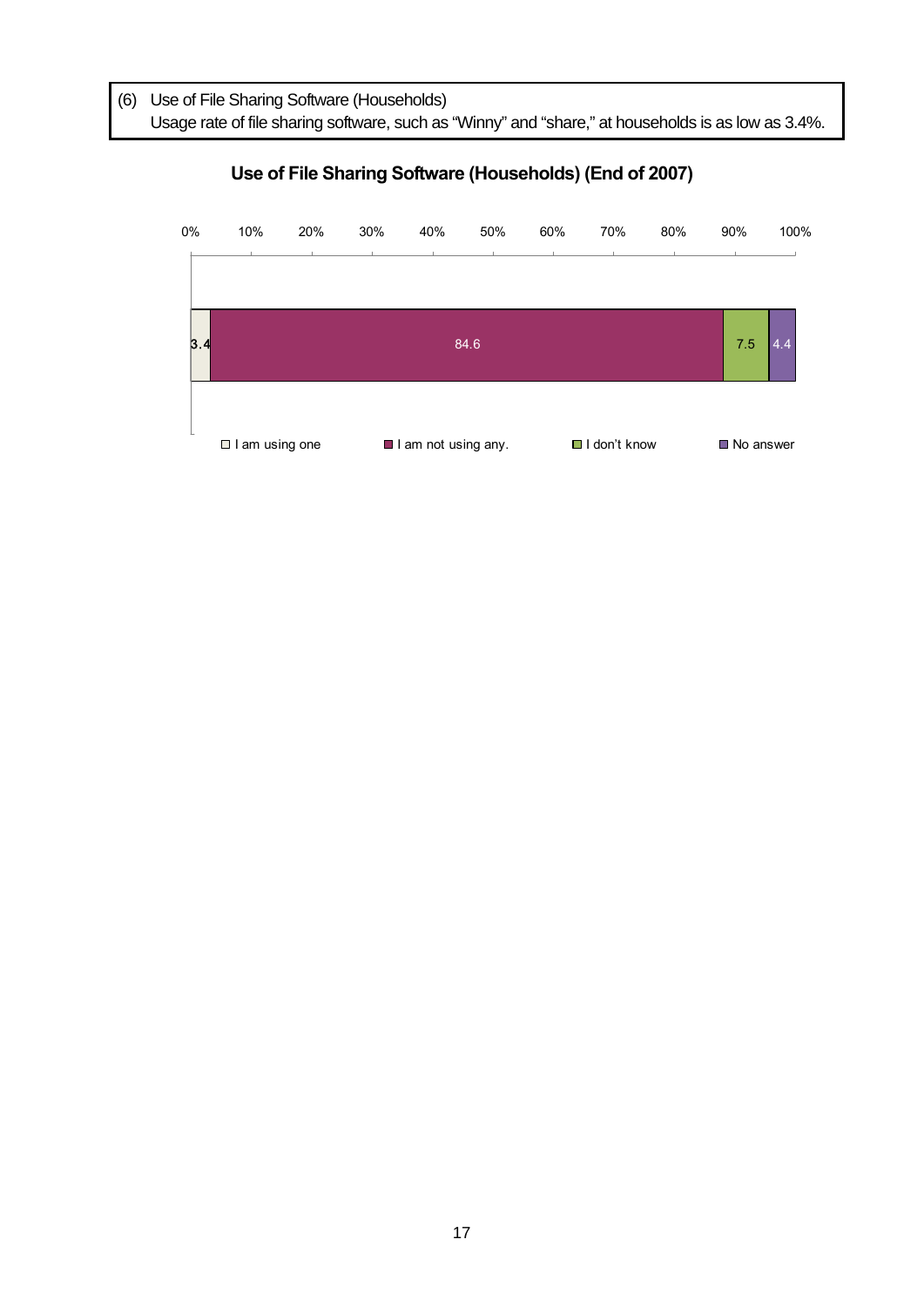(6) Use of File Sharing Software (Households)
Usage rate of file sharing software, such as "Winny" and "share," at households is as low as 3.4%.

**Use of File Sharing Software (Households) (End of 2007)**

| I am using one | I am not using any. | I don't know | No answer |
|---|---|---|---|
| 3.4 | 84.6 | 7.5 | 4.4 |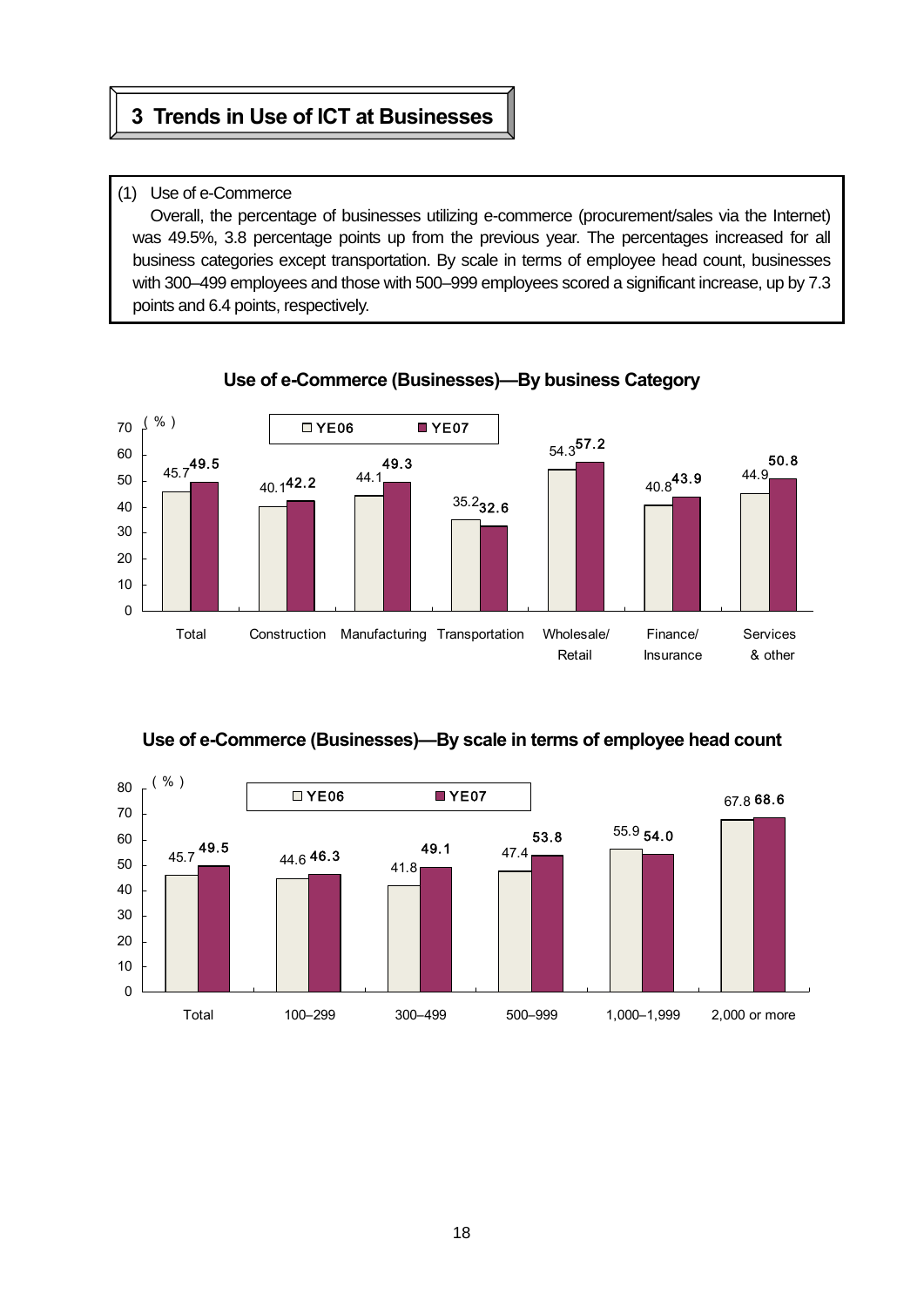# 3 Trends in Use of ICT at Businesses

(1) Use of e-Commerce

Overall, the percentage of businesses utilizing e-commerce (procurement/sales via the Internet) was 49.5%, 3.8 percentage points up from the previous year. The percentages increased for all business categories except transportation. By scale in terms of employee head count, businesses with 300–499 employees and those with 500–999 employees scored a significant increase, up by 7.3 points and 6.4 points, respectively.

**Use of e-Commerce (Businesses)—By business Category**

| (%) | YE06 | YE07 |
|---|---|---|
| Total | 45.7 | 49.5 |
| Construction | 40.1 | 42.2 |
| Manufacturing | 44.1 | 49.3 |
| Transportation | 35.2 | 32.6 |
| Wholesale/ Retail | 54.3 | 57.2 |
| Finance/ Insurance | 40.8 | 43.9 |
| Services & other | 44.9 | 50.8 |

**Use of e-Commerce (Businesses)—By scale in terms of employee head count**

| (%) | YE06 | YE07 |
|---|---|---|
| Total | 45.7 | 49.5 |
| 100–299 | 44.6 | 46.3 |
| 300–499 | 41.8 | 49.1 |
| 500–999 | 47.4 | 53.8 |
| 1,000–1,999 | 55.9 | 54.0 |
| 2,000 or more | 67.8 | 68.6 |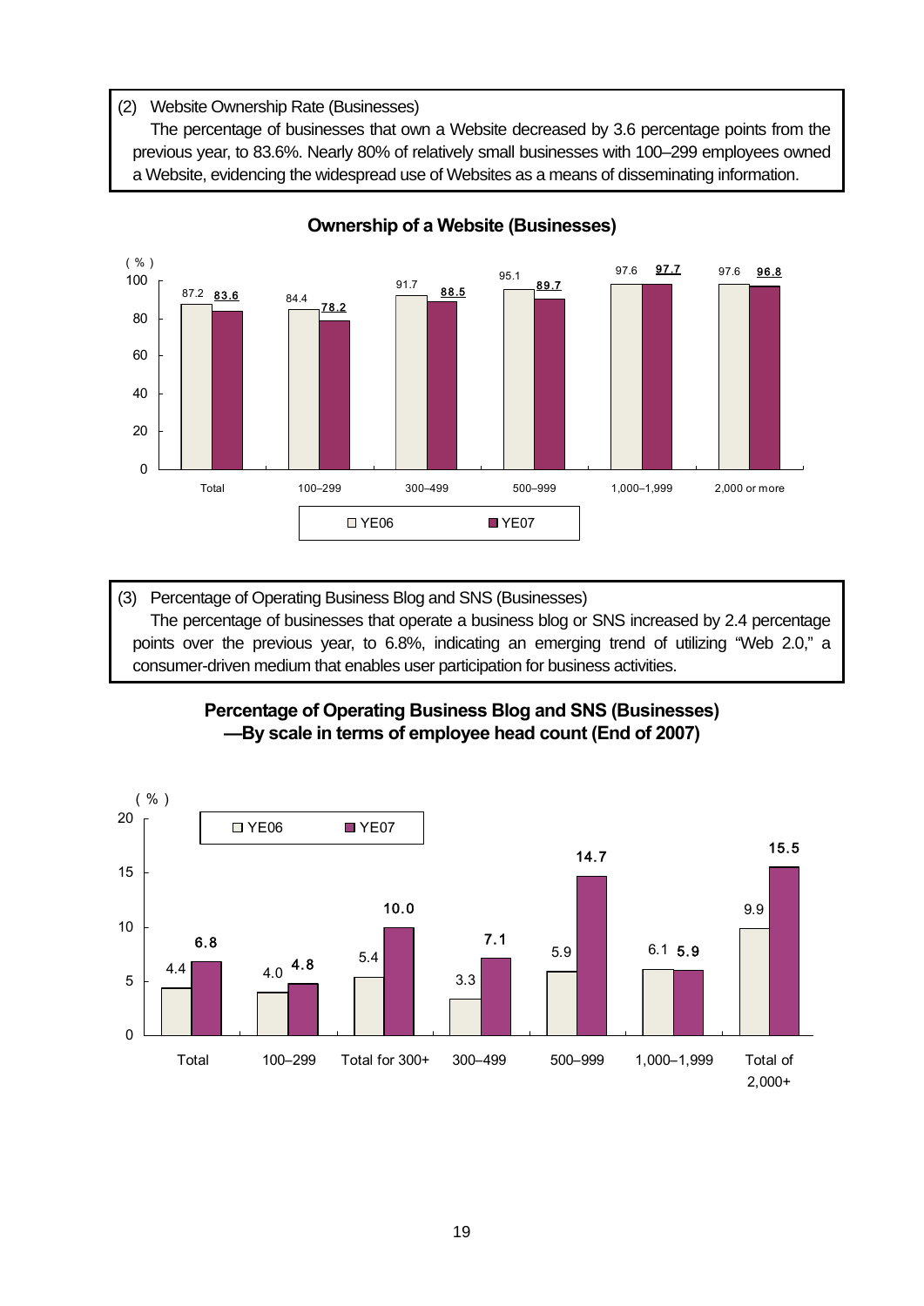(2) Website Ownership Rate (Businesses)

The percentage of businesses that own a Website decreased by 3.6 percentage points from the previous year, to 83.6%. Nearly 80% of relatively small businesses with 100–299 employees owned a Website, evidencing the widespread use of Websites as a means of disseminating information.

**Ownership of a Website (Businesses)**

(%)

| | Total | 100–299 | 300–499 | 500–999 | 1,000–1,999 | 2,000 or more |
|---|---|---|---|---|---|---|
| YE06 | 87.2 | 84.4 | 91.7 | 95.1 | 97.6 | 97.6 |
| YE07 | 83.6 | 78.2 | 88.5 | 89.7 | 97.7 | 96.8 |

(3) Percentage of Operating Business Blog and SNS (Businesses)

The percentage of businesses that operate a business blog or SNS increased by 2.4 percentage points over the previous year, to 6.8%, indicating an emerging trend of utilizing "Web 2.0," a consumer-driven medium that enables user participation for business activities.

**Percentage of Operating Business Blog and SNS (Businesses)**
**—By scale in terms of employee head count (End of 2007)**

(%)

| | Total | 100–299 | Total for 300+ | 300–499 | 500–999 | 1,000–1,999 | Total of 2,000+ |
|---|---|---|---|---|---|---|---|
| YE06 | 4.4 | 4.0 | 5.4 | 3.3 | 5.9 | 6.1 | 9.9 |
| YE07 | 6.8 | 4.8 | 10.0 | 7.1 | 14.7 | 5.9 | 15.5 |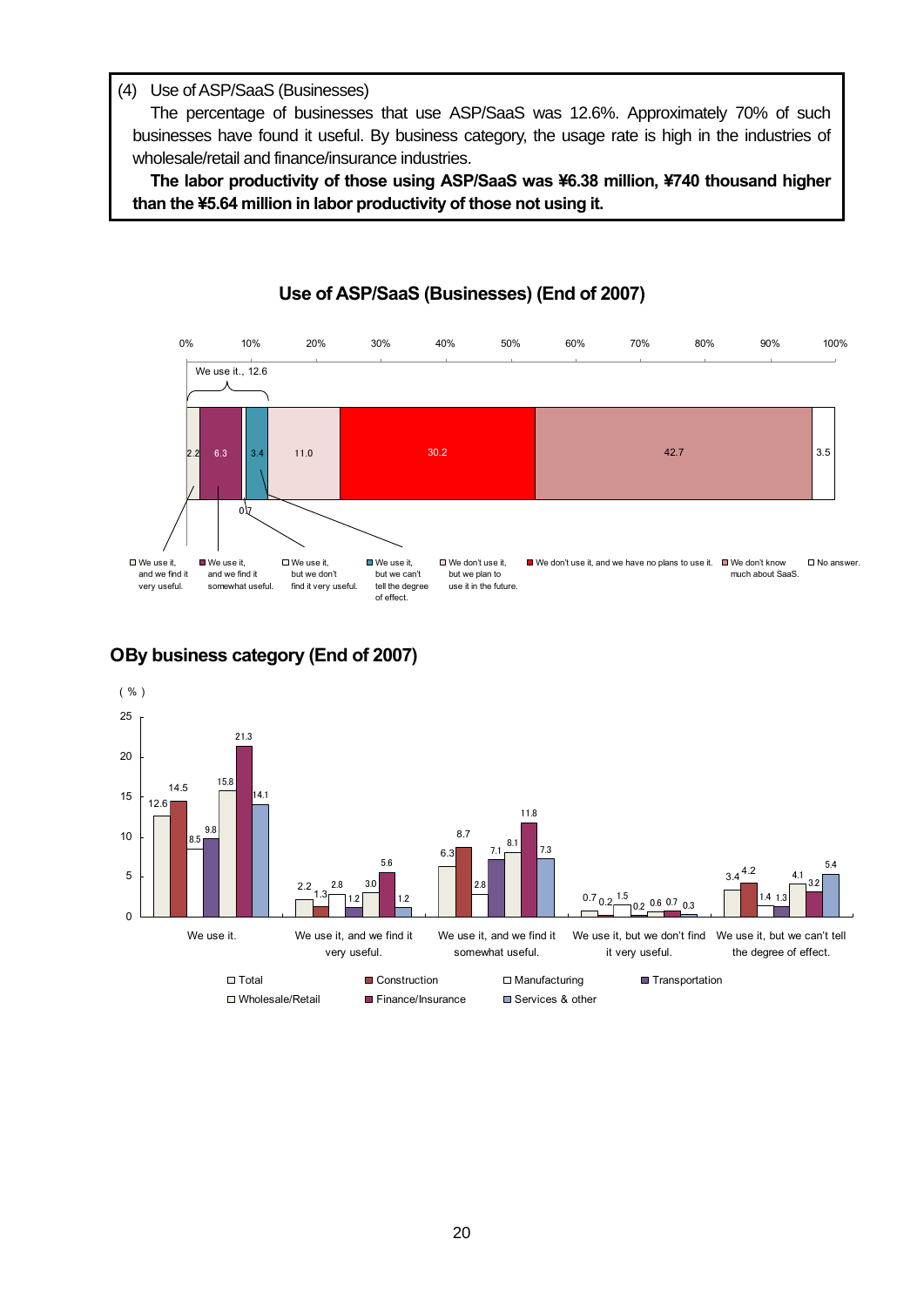(4) Use of ASP/SaaS (Businesses)

The percentage of businesses that use ASP/SaaS was 12.6%. Approximately 70% of such businesses have found it useful. By business category, the usage rate is high in the industries of wholesale/retail and finance/insurance industries.

**The labor productivity of those using ASP/SaaS was ¥6.38 million, ¥740 thousand higher than the ¥5.64 million in labor productivity of those not using it.**

## Use of ASP/SaaS (Businesses) (End of 2007)

We use it., 12.6

| Response | % |
|---|---|
| We use it, and we find it very useful. | 2.2 |
| We use it, and we find it somewhat useful. | 6.3 |
| We use it, but we don't find it very useful. | 0.7 |
| We use it, but we can't tell the degree of effect. | 3.4 |
| We don't use it, but we plan to use it in the future. | 11.0 |
| We don't use it, and we have no plans to use it. | 30.2 |
| We don't know much about SaaS. | 42.7 |
| No answer. | 3.5 |

## ○By business category (End of 2007)

(%)

| | Total | Construction | Manufacturing | Transportation | Wholesale/Retail | Finance/Insurance | Services & other |
|---|---|---|---|---|---|---|---|
| We use it. | 12.6 | 14.5 | 8.5 | 9.8 | 15.8 | 21.3 | 14.1 |
| We use it, and we find it very useful. | 2.2 | 1.3 | 2.8 | 1.2 | 3.0 | 5.6 | 1.2 |
| We use it, and we find it somewhat useful. | 6.3 | 8.7 | 2.8 | 7.1 | 8.1 | 11.8 | 7.3 |
| We use it, but we don't find it very useful. | 0.7 | 0.2 | 1.5 | 0.2 | 0.6 | 0.7 | 0.3 |
| We use it, but we can't tell the degree of effect. | 3.4 | 4.2 | 1.4 | 1.3 | 4.1 | 3.2 | 5.4 |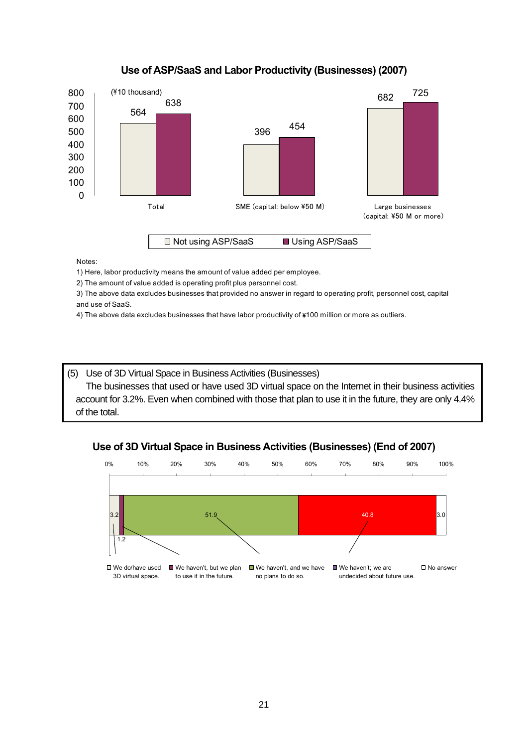### Use of ASP/SaaS and Labor Productivity (Businesses) (2007)

(¥10 thousand)

| | Not using ASP/SaaS | Using ASP/SaaS |
|---|---|---|
| Total | 564 | 638 |
| SME (capital: below ¥50 M) | 396 | 454 |
| Large businesses (capital: ¥50 M or more) | 682 | 725 |

Notes:

1) Here, labor productivity means the amount of value added per employee.

2) The amount of value added is operating profit plus personnel cost.

3) The above data excludes businesses that provided no answer in regard to operating profit, personnel cost, capital and use of SaaS.

4) The above data excludes businesses that have labor productivity of ¥100 million or more as outliers.

> (5) Use of 3D Virtual Space in Business Activities (Businesses)
>
> The businesses that used or have used 3D virtual space on the Internet in their business activities account for 3.2%. Even when combined with those that plan to use it in the future, they are only 4.4% of the total.

### Use of 3D Virtual Space in Business Activities (Businesses) (End of 2007)

| Response | % |
|---|---|
| We do/have used 3D virtual space. | 3.2 |
| We haven't, but we plan to use it in the future. | 1.2 |
| We haven't, and we have no plans to do so. | 51.9 |
| We haven't; we are undecided about future use. | 40.8 |
| No answer | 3.0 |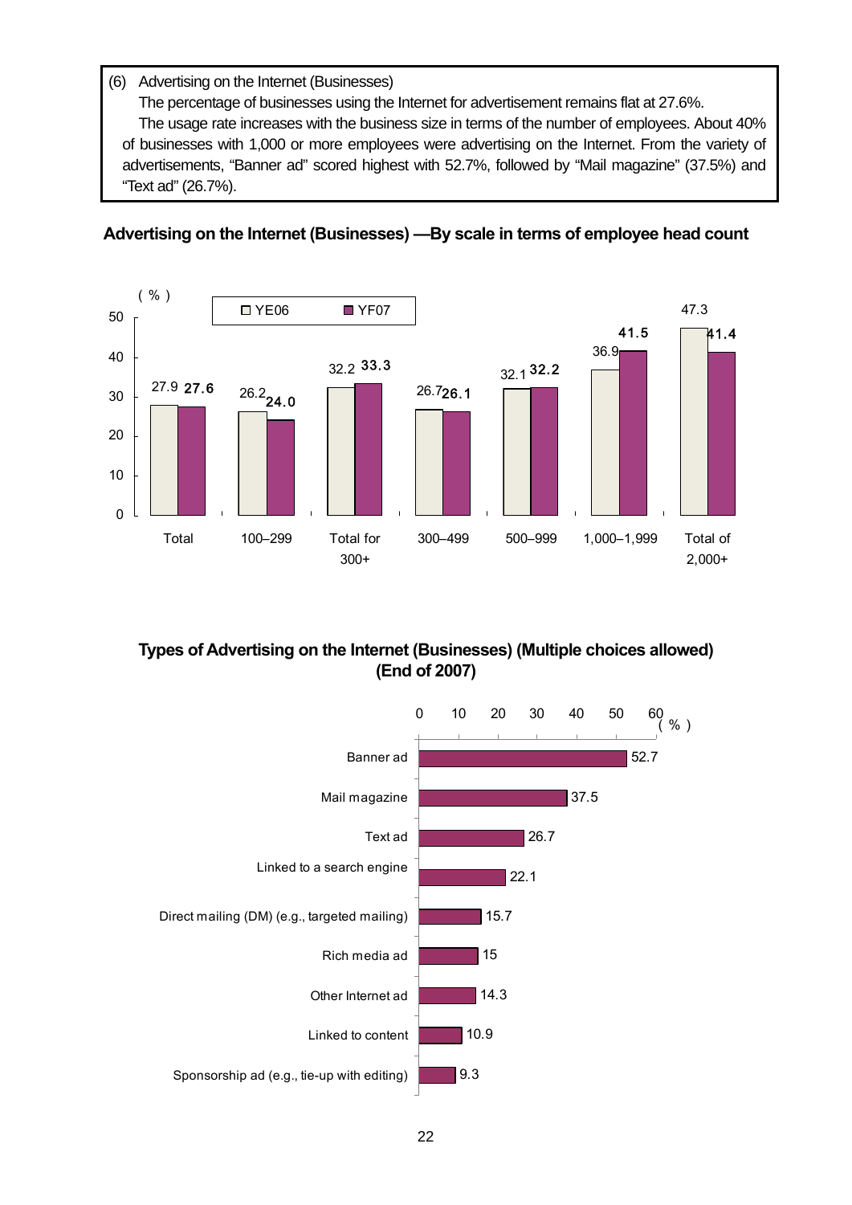(6) Advertising on the Internet (Businesses)

The percentage of businesses using the Internet for advertisement remains flat at 27.6%.

The usage rate increases with the business size in terms of the number of employees. About 40% of businesses with 1,000 or more employees were advertising on the Internet. From the variety of advertisements, "Banner ad" scored highest with 52.7%, followed by "Mail magazine" (37.5%) and "Text ad" (26.7%).

**Advertising on the Internet (Businesses) —By scale in terms of employee head count**

| (%) | YE06 | YF07 |
|---|---|---|
| Total | 27.9 | 27.6 |
| 100–299 | 26.2 | 24.0 |
| Total for 300+ | 32.2 | 33.3 |
| 300–499 | 26.7 | 26.1 |
| 500–999 | 32.1 | 32.2 |
| 1,000–1,999 | 36.9 | 41.5 |
| Total of 2,000+ | 47.3 | 41.4 |

**Types of Advertising on the Internet (Businesses) (Multiple choices allowed) (End of 2007)**

| Type | (%) |
|---|---|
| Banner ad | 52.7 |
| Mail magazine | 37.5 |
| Text ad | 26.7 |
| Linked to a search engine | 22.1 |
| Direct mailing (DM) (e.g., targeted mailing) | 15.7 |
| Rich media ad | 15 |
| Other Internet ad | 14.3 |
| Linked to content | 10.9 |
| Sponsorship ad (e.g., tie-up with editing) | 9.3 |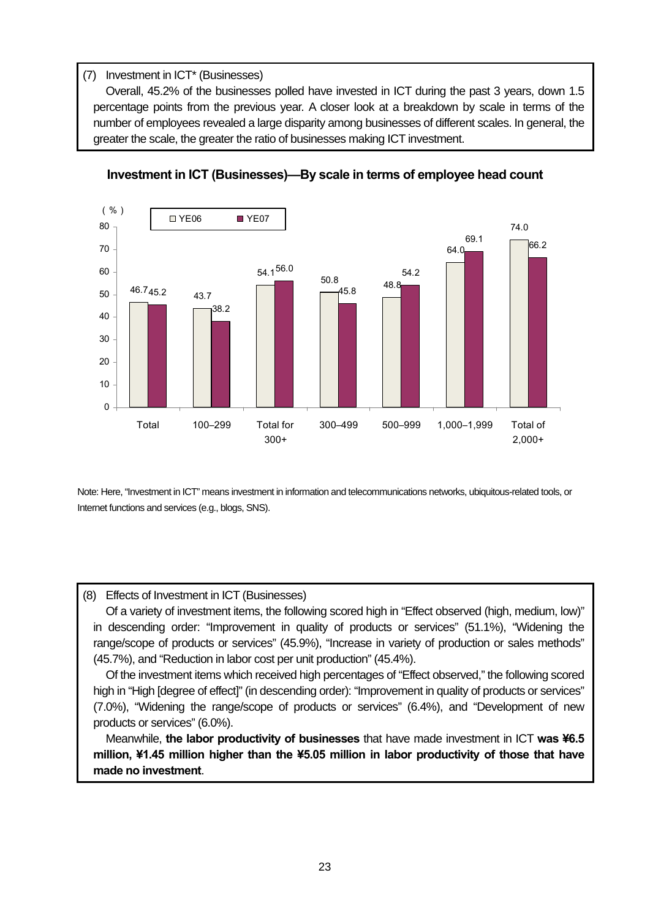(7) Investment in ICT* (Businesses)

Overall, 45.2% of the businesses polled have invested in ICT during the past 3 years, down 1.5 percentage points from the previous year. A closer look at a breakdown by scale in terms of the number of employees revealed a large disparity among businesses of different scales. In general, the greater the scale, the greater the ratio of businesses making ICT investment.

**Investment in ICT (Businesses)—By scale in terms of employee head count**

| (%) | YE06 | YE07 |
|---|---|---|
| Total | 46.7 | 45.2 |
| 100–299 | 43.7 | 38.2 |
| Total for 300+ | 54.1 | 56.0 |
| 300–499 | 50.8 | 45.8 |
| 500–999 | 48.8 | 54.2 |
| 1,000–1,999 | 64.0 | 69.1 |
| Total of 2,000+ | 74.0 | 66.2 |

Note: Here, "Investment in ICT" means investment in information and telecommunications networks, ubiquitous-related tools, or Internet functions and services (e.g., blogs, SNS).

(8) Effects of Investment in ICT (Businesses)

Of a variety of investment items, the following scored high in "Effect observed (high, medium, low)" in descending order: "Improvement in quality of products or services" (51.1%), "Widening the range/scope of products or services" (45.9%), "Increase in variety of production or sales methods" (45.7%), and "Reduction in labor cost per unit production" (45.4%).

Of the investment items which received high percentages of "Effect observed," the following scored high in "High [degree of effect]" (in descending order): "Improvement in quality of products or services" (7.0%), "Widening the range/scope of products or services" (6.4%), and "Development of new products or services" (6.0%).

Meanwhile, **the labor productivity of businesses** that have made investment in ICT **was ¥6.5 million, ¥1.45 million higher than the ¥5.05 million in labor productivity of those that have made no investment**.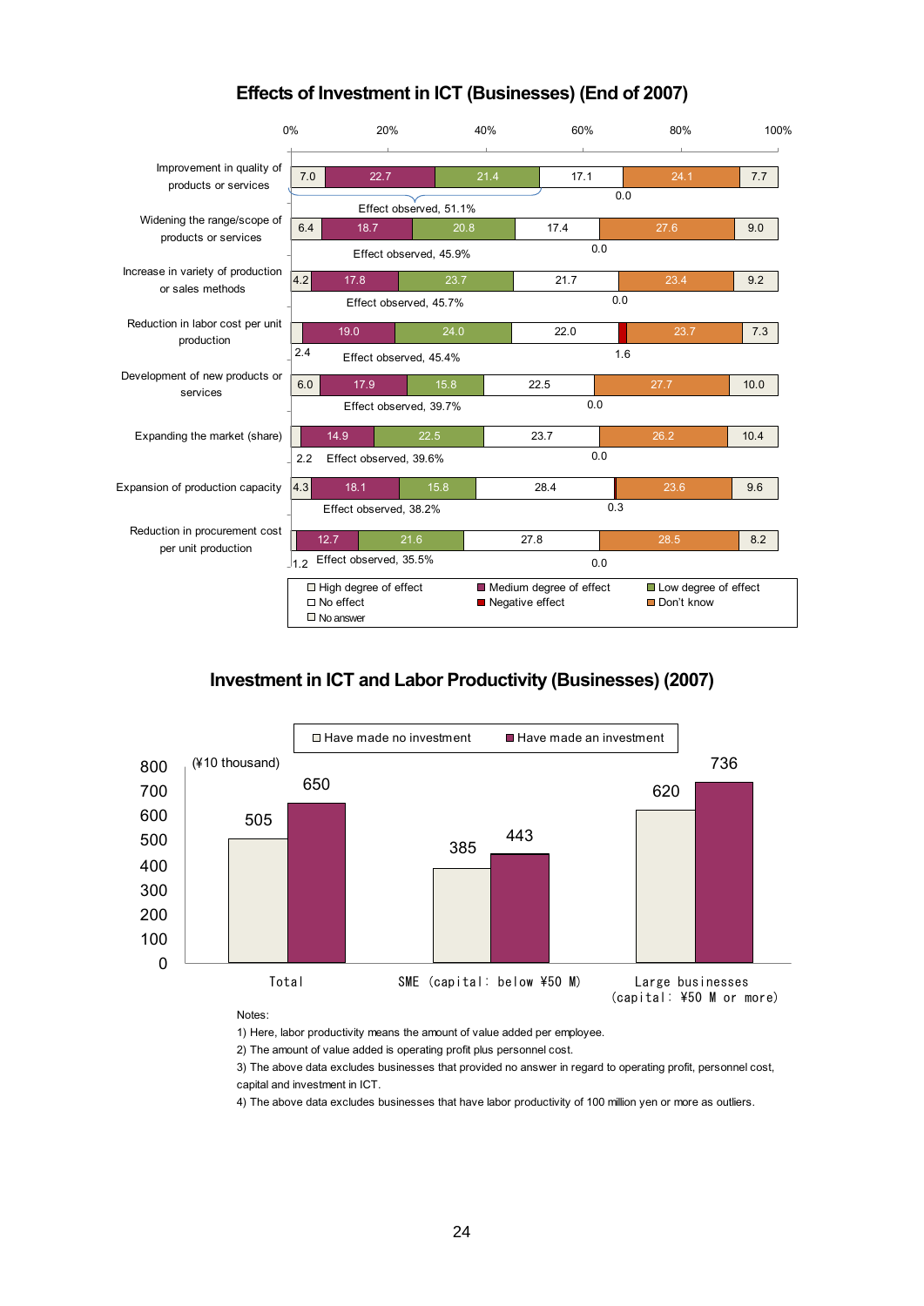## Effects of Investment in ICT (Businesses) (End of 2007)

| Item | High degree of effect | Medium degree of effect | Low degree of effect | No effect | Negative effect | Don't know | No answer | Effect observed |
|---|---|---|---|---|---|---|---|---|
| Improvement in quality of products or services | 7.0 | 22.7 | 21.4 | 17.1 | 0.0 | 24.1 | 7.7 | 51.1% |
| Widening the range/scope of products or services | 6.4 | 18.7 | 20.8 | 17.4 | 0.0 | 27.6 | 9.0 | 45.9% |
| Increase in variety of production or sales methods | 4.2 | 17.8 | 23.7 | 21.7 | 0.0 | 23.4 | 9.2 | 45.7% |
| Reduction in labor cost per unit production | 2.4 | 19.0 | 24.0 | 22.0 | 1.6 | 23.7 | 7.3 | 45.4% |
| Development of new products or services | 6.0 | 17.9 | 15.8 | 22.5 | 0.0 | 27.7 | 10.0 | 39.7% |
| Expanding the market (share) | 2.2 | 14.9 | 22.5 | 23.7 | 0.0 | 26.2 | 10.4 | 39.6% |
| Expansion of production capacity | 4.3 | 18.1 | 15.8 | 28.4 | 0.3 | 23.6 | 9.6 | 38.2% |
| Reduction in procurement cost per unit production | 1.2 | 12.7 | 21.6 | 27.8 | 0.0 | 28.5 | 8.2 | 35.5% |

## Investment in ICT and Labor Productivity (Businesses) (2007)

(¥10 thousand)

| | Have made no investment | Have made an investment |
|---|---|---|
| Total | 505 | 650 |
| SME (capital: below ¥50 M) | 385 | 443 |
| Large businesses (capital: ¥50 M or more) | 620 | 736 |

Notes:

1) Here, labor productivity means the amount of value added per employee.

2) The amount of value added is operating profit plus personnel cost.

3) The above data excludes businesses that provided no answer in regard to operating profit, personnel cost, capital and investment in ICT.

4) The above data excludes businesses that have labor productivity of 100 million yen or more as outliers.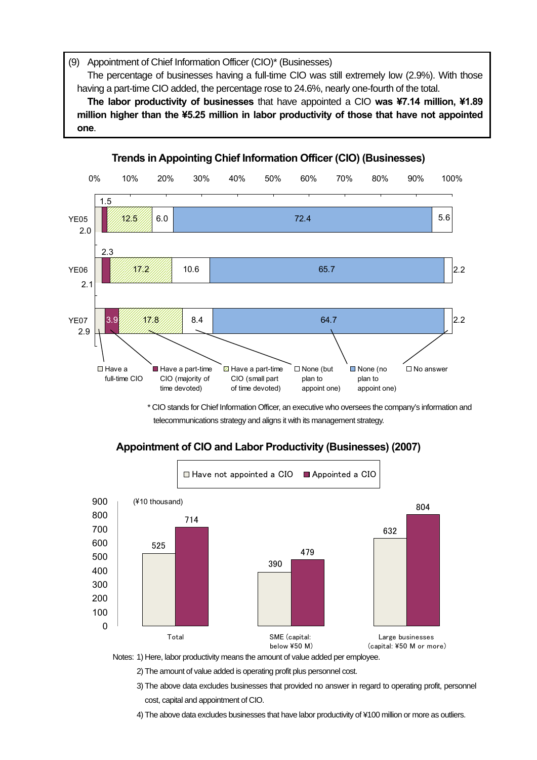(9) Appointment of Chief Information Officer (CIO)* (Businesses)

The percentage of businesses having a full-time CIO was still extremely low (2.9%). With those having a part-time CIO added, the percentage rose to 24.6%, nearly one-fourth of the total.

**The labor productivity of businesses** that have appointed a CIO **was ¥7.14 million, ¥1.89 million higher than the ¥5.25 million in labor productivity of those that have not appointed one**.

### Trends in Appointing Chief Information Officer (CIO) (Businesses)

| | Have a full-time CIO | Have a part-time CIO (majority of time devoted) | Have a part-time CIO (small part of time devoted) | None (but plan to appoint one) | None (no plan to appoint one) | No answer |
|---|---|---|---|---|---|---|
| YE05 | 2.0 | 1.5 | 12.5 | 6.0 | 72.4 | 5.6 |
| YE06 | 2.1 | 2.3 | 17.2 | 10.6 | 65.7 | 2.2 |
| YE07 | 2.9 | 3.9 | 17.8 | 8.4 | 64.7 | 2.2 |

\* CIO stands for Chief Information Officer, an executive who oversees the company's information and telecommunications strategy and aligns it with its management strategy.

### Appointment of CIO and Labor Productivity (Businesses) (2007)

(¥10 thousand)

| | Have not appointed a CIO | Appointed a CIO |
|---|---|---|
| Total | 525 | 714 |
| SME (capital: below ¥50 M) | 390 | 479 |
| Large businesses (capital: ¥50 M or more) | 632 | 804 |

Notes: 1) Here, labor productivity means the amount of value added per employee.

2) The amount of value added is operating profit plus personnel cost.

3) The above data excludes businesses that provided no answer in regard to operating profit, personnel cost, capital and appointment of CIO.

4) The above data excludes businesses that have labor productivity of ¥100 million or more as outliers.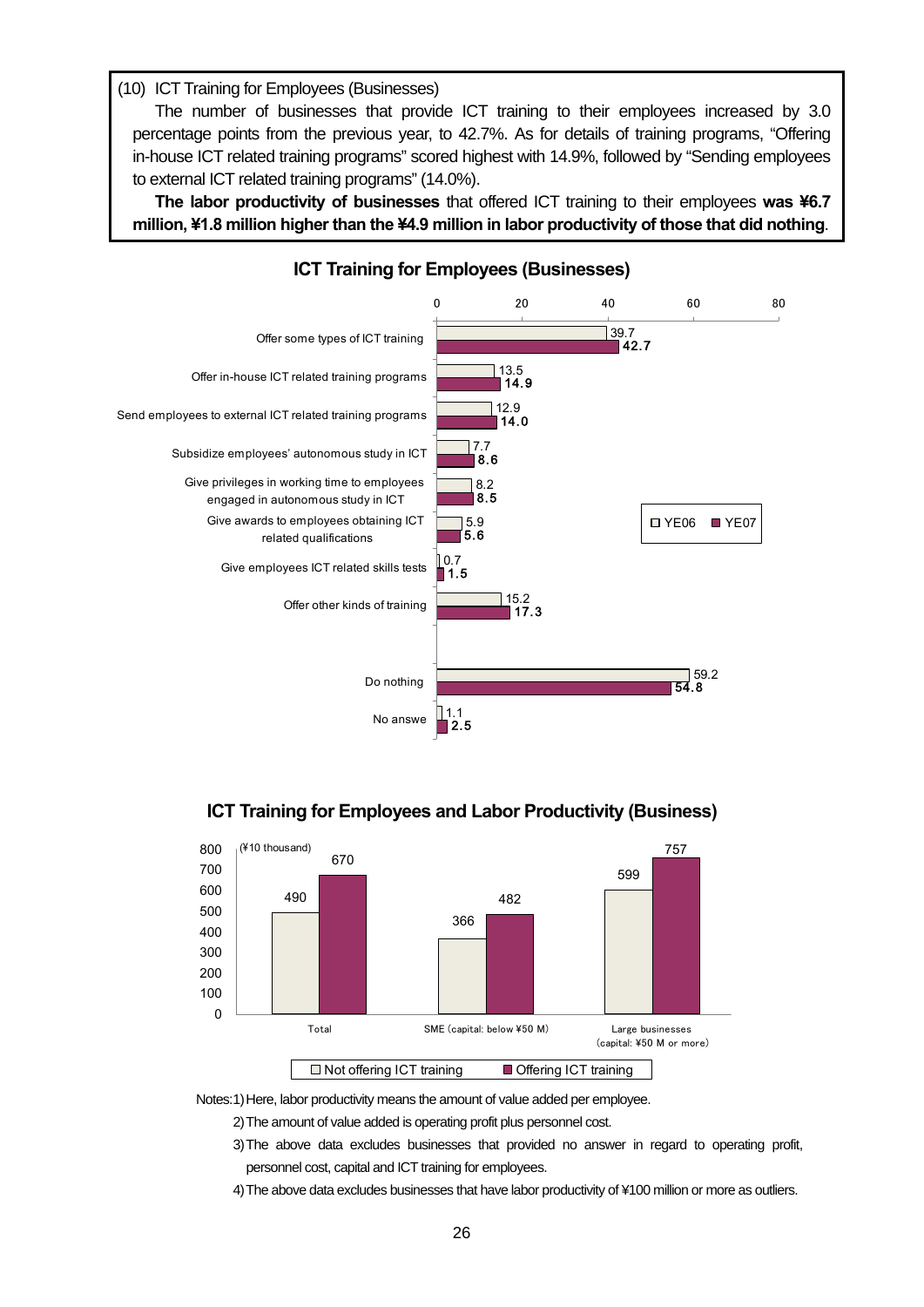(10) ICT Training for Employees (Businesses)

The number of businesses that provide ICT training to their employees increased by 3.0 percentage points from the previous year, to 42.7%. As for details of training programs, “Offering in-house ICT related training programs” scored highest with 14.9%, followed by “Sending employees to external ICT related training programs” (14.0%).

**The labor productivity of businesses** that offered ICT training to their employees **was ¥6.7 million, ¥1.8 million higher than the ¥4.9 million in labor productivity of those that did nothing**.

**ICT Training for Employees (Businesses)**

| | YE06 | YE07 |
|---|---|---|
| Offer some types of ICT training | 39.7 | 42.7 |
| Offer in-house ICT related training programs | 13.5 | 14.9 |
| Send employees to external ICT related training programs | 12.9 | 14.0 |
| Subsidize employees' autonomous study in ICT | 7.7 | 8.6 |
| Give privileges in working time to employees engaged in autonomous study in ICT | 8.2 | 8.5 |
| Give awards to employees obtaining ICT related qualifications | 5.9 | 5.6 |
| Give employees ICT related skills tests | 0.7 | 1.5 |
| Offer other kinds of training | 15.2 | 17.3 |
| Do nothing | 59.2 | 54.8 |
| No answe | 1.1 | 2.5 |

**ICT Training for Employees and Labor Productivity (Business)**

(¥10 thousand)

| | Not offering ICT training | Offering ICT training |
|---|---|---|
| Total | 490 | 670 |
| SME (capital: below ¥50 M) | 366 | 482 |
| Large businesses (capital: ¥50 M or more) | 599 | 757 |

Notes:1) Here, labor productivity means the amount of value added per employee.

2) The amount of value added is operating profit plus personnel cost.

3) The above data excludes businesses that provided no answer in regard to operating profit, personnel cost, capital and ICT training for employees.

4) The above data excludes businesses that have labor productivity of ¥100 million or more as outliers.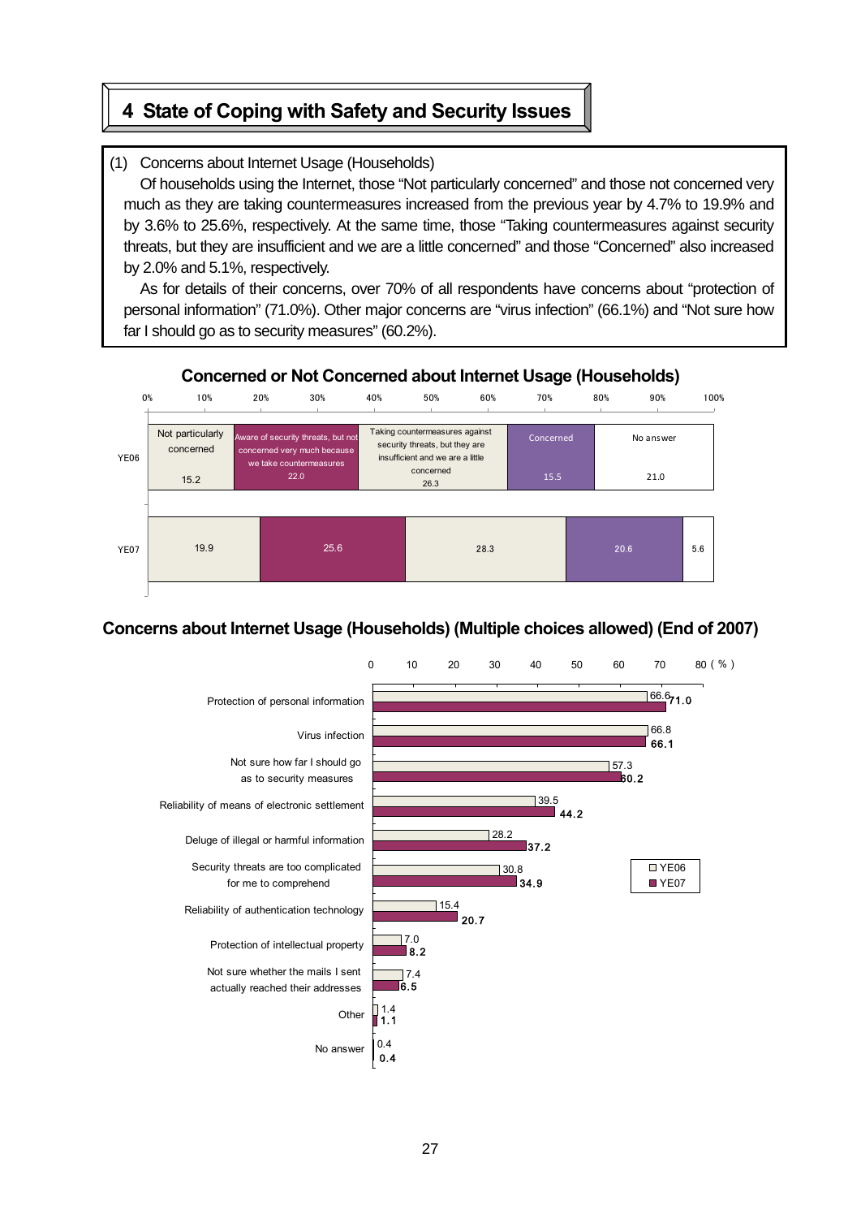# 4 State of Coping with Safety and Security Issues

(1) Concerns about Internet Usage (Households)

Of households using the Internet, those "Not particularly concerned" and those not concerned very much as they are taking countermeasures increased from the previous year by 4.7% to 19.9% and by 3.6% to 25.6%, respectively. At the same time, those "Taking countermeasures against security threats, but they are insufficient and we are a little concerned" and those "Concerned" also increased by 2.0% and 5.1%, respectively.

As for details of their concerns, over 70% of all respondents have concerns about "protection of personal information" (71.0%). Other major concerns are "virus infection" (66.1%) and "Not sure how far I should go as to security measures" (60.2%).

**Concerned or Not Concerned about Internet Usage (Households)**

| | Not particularly concerned | Aware of security threats, but not concerned very much because we take countermeasures | Taking countermeasures against security threats, but they are insufficient and we are a little concerned | Concerned | No answer |
|---|---|---|---|---|---|
| YE06 | 15.2 | 22.0 | 26.3 | 15.5 | 21.0 |
| YE07 | 19.9 | 25.6 | 28.3 | 20.6 | 5.6 |

**Concerns about Internet Usage (Households) (Multiple choices allowed) (End of 2007)**

(%)

| | YE06 | YE07 |
|---|---|---|
| Protection of personal information | 66.6 | 71.0 |
| Virus infection | 66.8 | 66.1 |
| Not sure how far I should go as to security measures | 57.3 | 60.2 |
| Reliability of means of electronic settlement | 39.5 | 44.2 |
| Deluge of illegal or harmful information | 28.2 | 37.2 |
| Security threats are too complicated for me to comprehend | 30.8 | 34.9 |
| Reliability of authentication technology | 15.4 | 20.7 |
| Protection of intellectual property | 7.0 | 8.2 |
| Not sure whether the mails I sent actually reached their addresses | 7.4 | 6.5 |
| Other | 1.4 | 1.1 |
| No answer | 0.4 | 0.4 |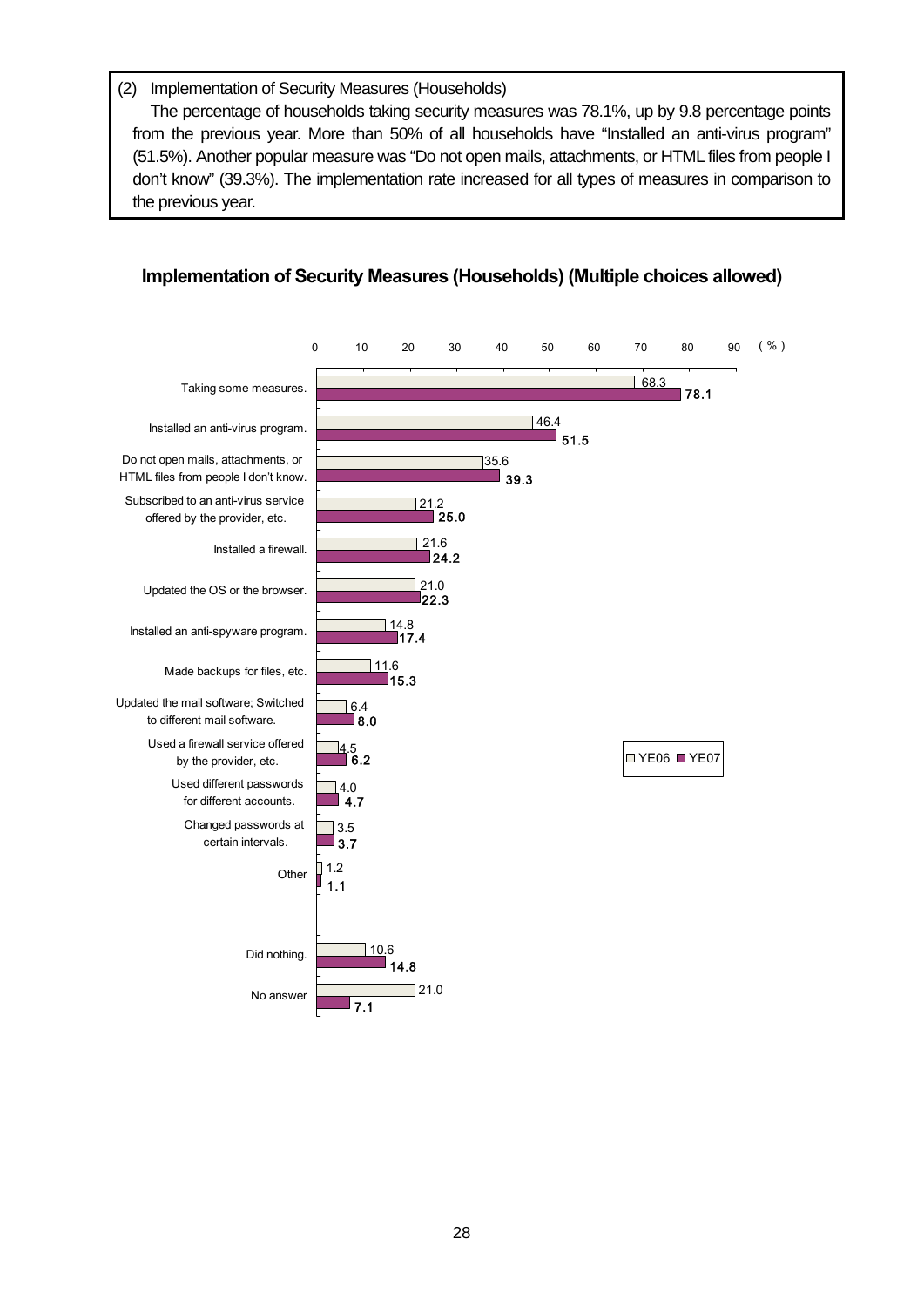(2) Implementation of Security Measures (Households)

The percentage of households taking security measures was 78.1%, up by 9.8 percentage points from the previous year. More than 50% of all households have "Installed an anti-virus program" (51.5%). Another popular measure was "Do not open mails, attachments, or HTML files from people I don't know" (39.3%). The implementation rate increased for all types of measures in comparison to the previous year.

**Implementation of Security Measures (Households) (Multiple choices allowed)**

| Measure | YE06 (%) | YE07 (%) |
|---|---|---|
| Taking some measures. | 68.3 | 78.1 |
| Installed an anti-virus program. | 46.4 | 51.5 |
| Do not open mails, attachments, or HTML files from people I don't know. | 35.6 | 39.3 |
| Subscribed to an anti-virus service offered by the provider, etc. | 21.2 | 25.0 |
| Installed a firewall. | 21.6 | 24.2 |
| Updated the OS or the browser. | 21.0 | 22.3 |
| Installed an anti-spyware program. | 14.8 | 17.4 |
| Made backups for files, etc. | 11.6 | 15.3 |
| Updated the mail software; Switched to different mail software. | 6.4 | 8.0 |
| Used a firewall service offered by the provider, etc. | 4.5 | 6.2 |
| Used different passwords for different accounts. | 4.0 | 4.7 |
| Changed passwords at certain intervals. | 3.5 | 3.7 |
| Other | 1.2 | 1.1 |
| Did nothing. | 10.6 | 14.8 |
| No answer | 21.0 | 7.1 |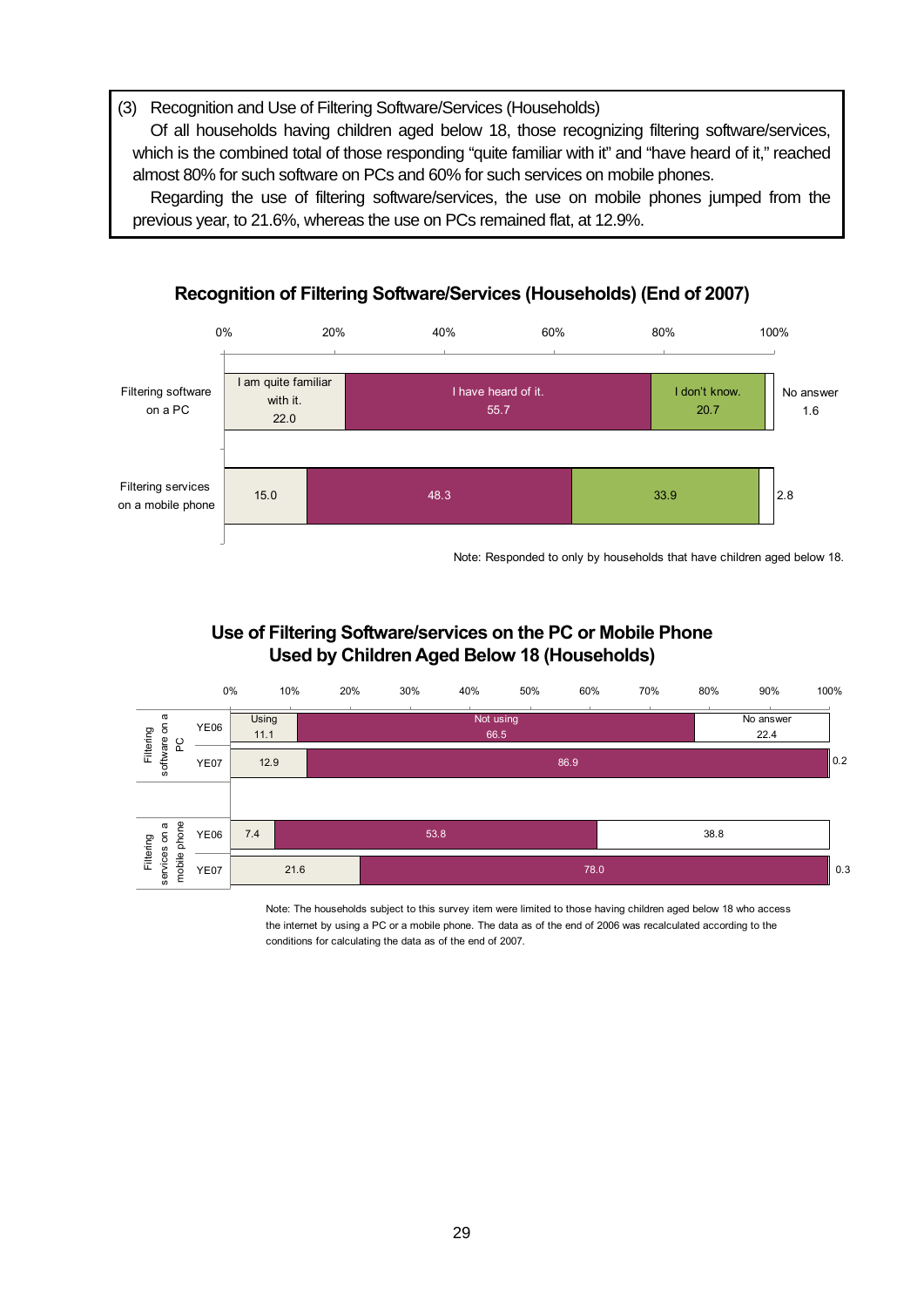(3) Recognition and Use of Filtering Software/Services (Households)

Of all households having children aged below 18, those recognizing filtering software/services, which is the combined total of those responding "quite familiar with it" and "have heard of it," reached almost 80% for such software on PCs and 60% for such services on mobile phones.

Regarding the use of filtering software/services, the use on mobile phones jumped from the previous year, to 21.6%, whereas the use on PCs remained flat, at 12.9%.

**Recognition of Filtering Software/Services (Households) (End of 2007)**

| | I am quite familiar with it. | I have heard of it. | I don't know. | No answer |
|---|---|---|---|---|
| Filtering software on a PC | 22.0 | 55.7 | 20.7 | 1.6 |
| Filtering services on a mobile phone | 15.0 | 48.3 | 33.9 | 2.8 |

Note: Responded to only by households that have children aged below 18.

**Use of Filtering Software/services on the PC or Mobile Phone Used by Children Aged Below 18 (Households)**

| | | Using | Not using | No answer |
|---|---|---|---|---|
| Filtering software on a PC | YE06 | 11.1 | 66.5 | 22.4 |
| | YE07 | 12.9 | 86.9 | 0.2 |
| Filtering services on a mobile phone | YE06 | 7.4 | 53.8 | 38.8 |
| | YE07 | 21.6 | 78.0 | 0.3 |

Note: The households subject to this survey item were limited to those having children aged below 18 who access the internet by using a PC or a mobile phone. The data as of the end of 2006 was recalculated according to the conditions for calculating the data as of the end of 2007.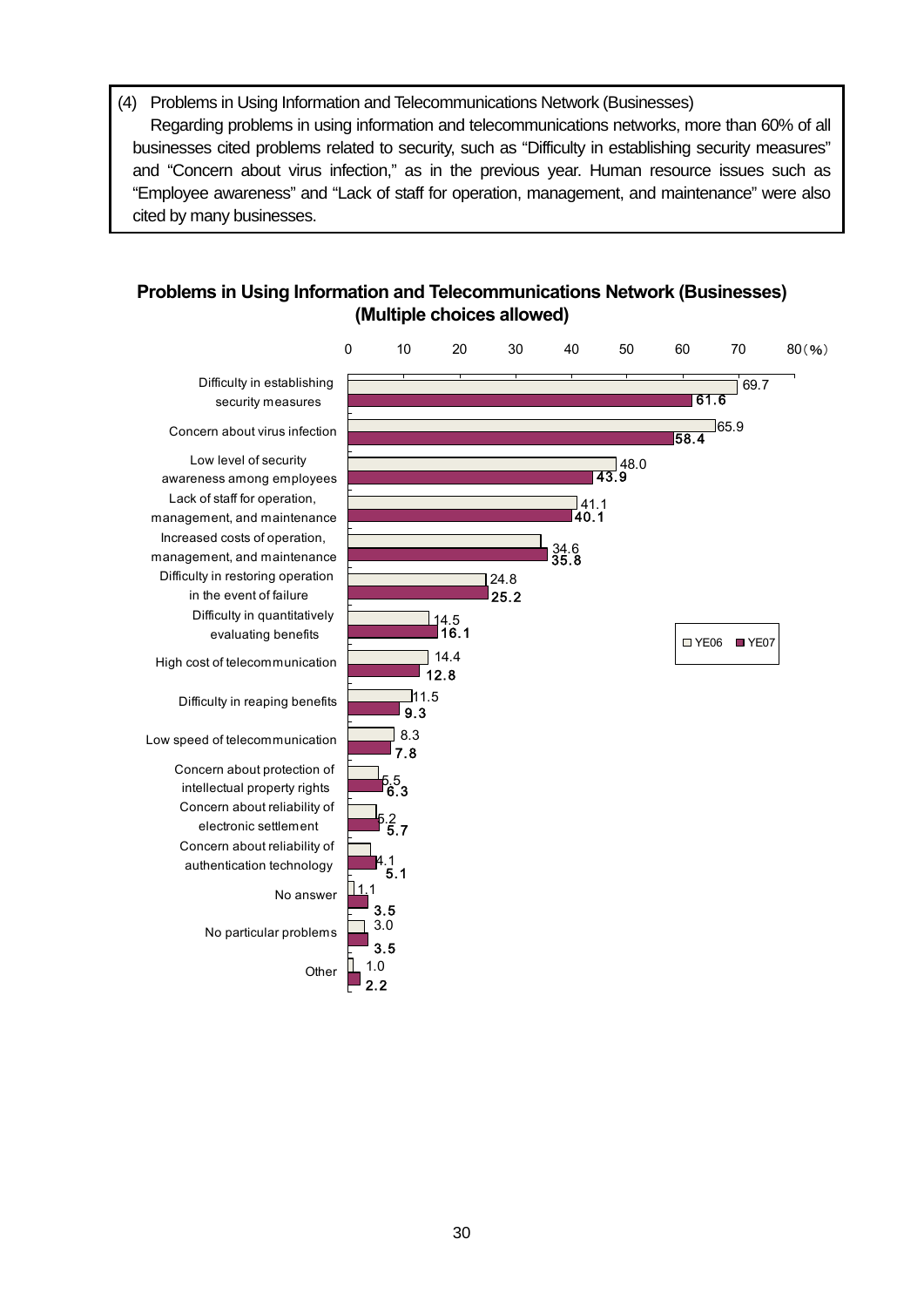(4) Problems in Using Information and Telecommunications Network (Businesses)

Regarding problems in using information and telecommunications networks, more than 60% of all businesses cited problems related to security, such as “Difficulty in establishing security measures” and “Concern about virus infection,” as in the previous year. Human resource issues such as “Employee awareness” and “Lack of staff for operation, management, and maintenance” were also cited by many businesses.

**Problems in Using Information and Telecommunications Network (Businesses) (Multiple choices allowed)**

| Item | YE06 (%) | YE07 (%) |
|---|---|---|
| Difficulty in establishing security measures | 69.7 | 61.6 |
| Concern about virus infection | 65.9 | 58.4 |
| Low level of security awareness among employees | 48.0 | 43.9 |
| Lack of staff for operation, management, and maintenance | 41.1 | 40.1 |
| Increased costs of operation, management, and maintenance | 34.6 | 35.8 |
| Difficulty in restoring operation in the event of failure | 24.8 | 25.2 |
| Difficulty in quantitatively evaluating benefits | 14.5 | 16.1 |
| High cost of telecommunication | 14.4 | 12.8 |
| Difficulty in reaping benefits | 11.5 | 9.3 |
| Low speed of telecommunication | 8.3 | 7.8 |
| Concern about protection of intellectual property rights | 5.5 | 6.3 |
| Concern about reliability of electronic settlement | 5.2 | 5.7 |
| Concern about reliability of authentication technology | 4.1 | 5.1 |
| No answer | 1.1 | 3.5 |
| No particular problems | 3.0 | 3.5 |
| Other | 1.0 | 2.2 |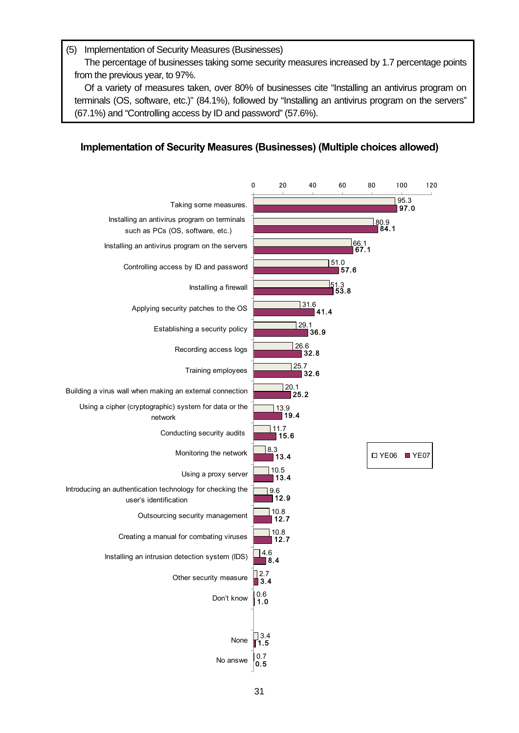(5) Implementation of Security Measures (Businesses)

The percentage of businesses taking some security measures increased by 1.7 percentage points from the previous year, to 97%.

Of a variety of measures taken, over 80% of businesses cite "Installing an antivirus program on terminals (OS, software, etc.)" (84.1%), followed by "Installing an antivirus program on the servers" (67.1%) and "Controlling access by ID and password" (57.6%).

## Implementation of Security Measures (Businesses) (Multiple choices allowed)

| Measure | YE06 | YE07 |
|---|---|---|
| Taking some measures. | 95.3 | 97.0 |
| Installing an antivirus program on terminals such as PCs (OS, software, etc.) | 80.9 | 84.1 |
| Installing an antivirus program on the servers | 66.1 | 67.1 |
| Controlling access by ID and password | 51.0 | 57.6 |
| Installing a firewall | 51.3 | 53.8 |
| Applying security patches to the OS | 31.6 | 41.4 |
| Establishing a security policy | 29.1 | 36.9 |
| Recording access logs | 26.6 | 32.8 |
| Training employees | 25.7 | 32.6 |
| Building a virus wall when making an external connection | 20.1 | 25.2 |
| Using a cipher (cryptographic) system for data or the network | 13.9 | 19.4 |
| Conducting security audits | 11.7 | 15.6 |
| Monitoring the network | 8.3 | 13.4 |
| Using a proxy server | 10.5 | 13.4 |
| Introducing an authentication technology for checking the user's identification | 9.6 | 12.9 |
| Outsourcing security management | 10.8 | 12.7 |
| Creating a manual for combating viruses | 10.8 | 12.7 |
| Installing an intrusion detection system (IDS) | 4.6 | 8.4 |
| Other security measure | 2.7 | 3.4 |
| Don't know | 0.6 | 1.0 |
| None | 3.4 | 1.5 |
| No answe | 0.7 | 0.5 |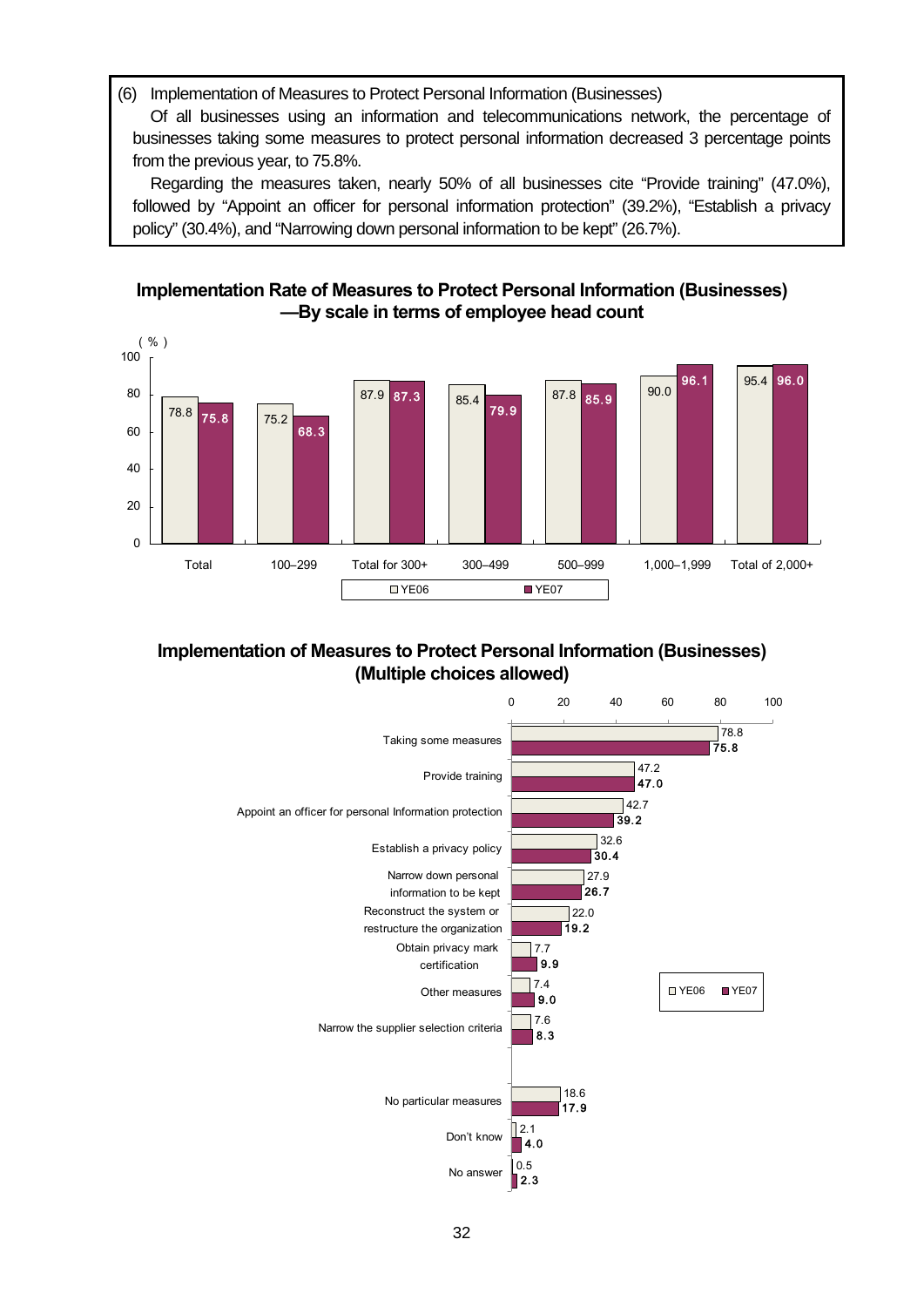(6) Implementation of Measures to Protect Personal Information (Businesses)

Of all businesses using an information and telecommunications network, the percentage of businesses taking some measures to protect personal information decreased 3 percentage points from the previous year, to 75.8%.

Regarding the measures taken, nearly 50% of all businesses cite "Provide training" (47.0%), followed by "Appoint an officer for personal information protection" (39.2%), "Establish a privacy policy" (30.4%), and "Narrowing down personal information to be kept" (26.7%).

**Implementation Rate of Measures to Protect Personal Information (Businesses) —By scale in terms of employee head count**

(%)
100
80
60
40
20
0

Total: 78.8, 75.8
100–299: 75.2, 68.3
Total for 300+: 87.9, 87.3
300–499: 85.4, 79.9
500–999: 87.8, 85.9
1,000–1,999: 90.0, 96.1
Total of 2,000+: 95.4, 96.0

YE06
YE07

**Implementation of Measures to Protect Personal Information (Businesses) (Multiple choices allowed)**

0 20 40 60 80 100

Taking some measures: 78.8, 75.8
Provide training: 47.2, 47.0
Appoint an officer for personal Information protection: 42.7, 39.2
Establish a privacy policy: 32.6, 30.4
Narrow down personal information to be kept: 27.9, 26.7
Reconstruct the system or restructure the organization: 22.0, 19.2
Obtain privacy mark certification: 7.7, 9.9
Other measures: 7.4, 9.0
Narrow the supplier selection criteria: 7.6, 8.3
No particular measures: 18.6, 17.9
Don't know: 2.1, 4.0
No answer: 0.5, 2.3

YE06
YE07